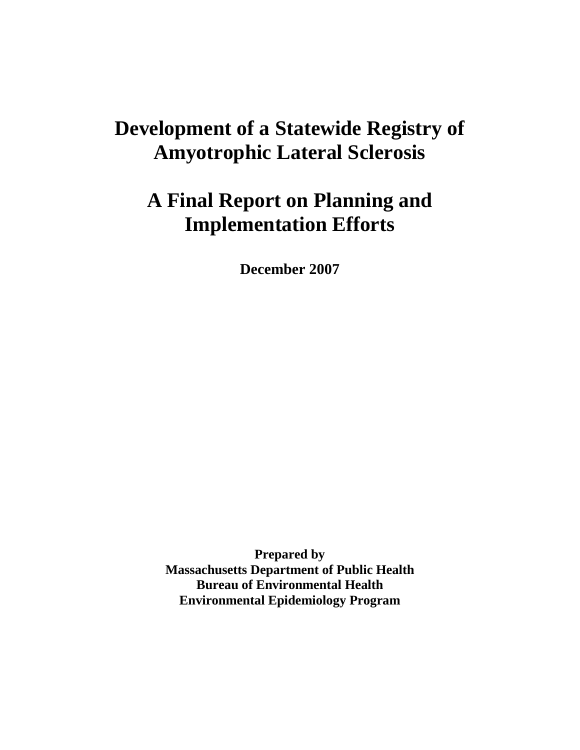# Development of a Statewide Registry of Amyotrophic Lateral Sclerosis

# A Final Report on Planning and Implementation Efforts

**December 2007**

**Prepared by**
**Massachusetts Department of Public Health**
**Bureau of Environmental Health**
**Environmental Epidemiology Program**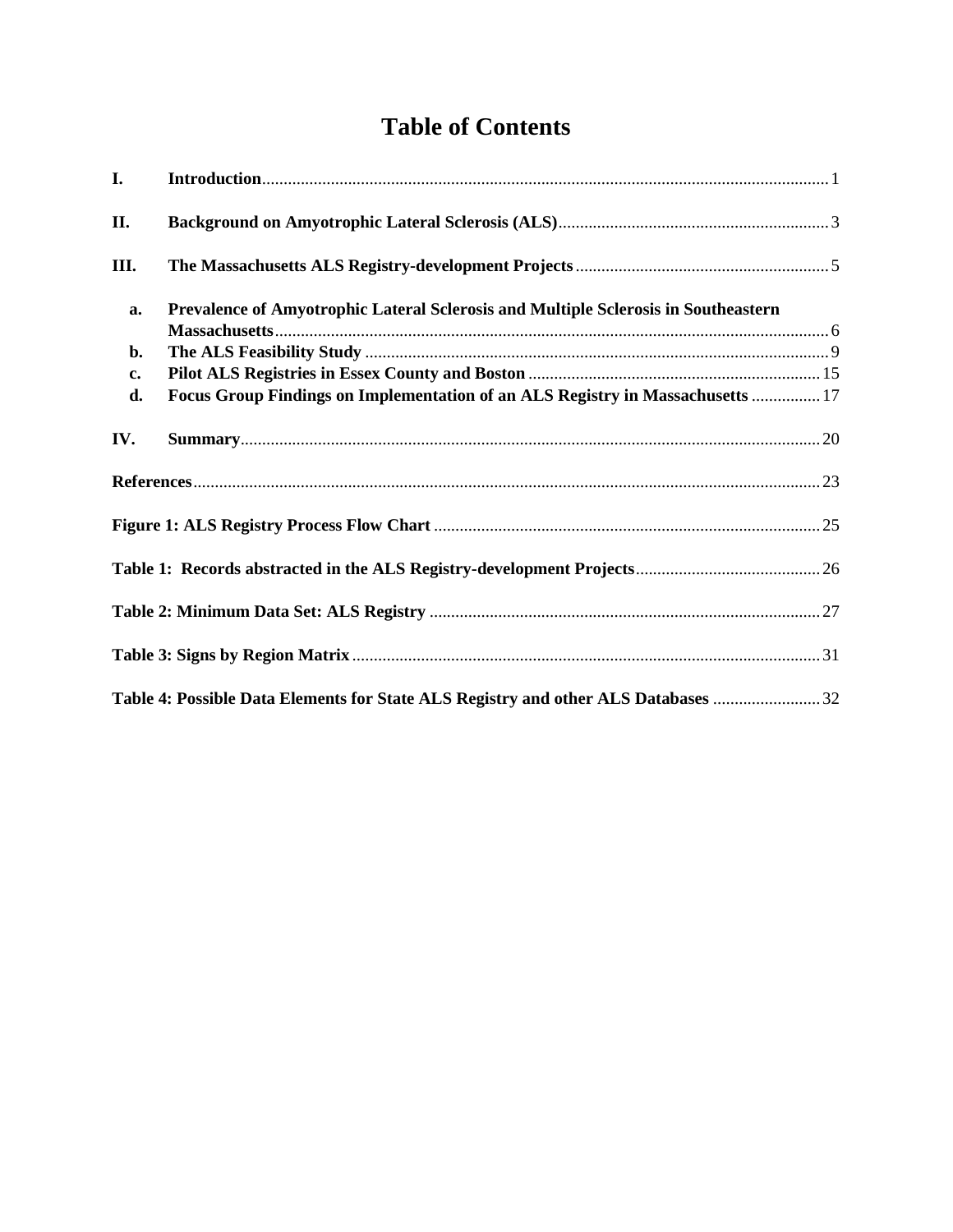# Table of Contents

**I.** **Introduction** ........................................................ 1

**II.** **Background on Amyotrophic Lateral Sclerosis (ALS)** ........................................................ 3

**III.** **The Massachusetts ALS Registry-development Projects** ........................................................ 5

- **a.** **Prevalence of Amyotrophic Lateral Sclerosis and Multiple Sclerosis in Southeastern Massachusetts** ........................................................ 6
- **b.** **The ALS Feasibility Study** ........................................................ 9
- **c.** **Pilot ALS Registries in Essex County and Boston** ........................................................ 15
- **d.** **Focus Group Findings on Implementation of an ALS Registry in Massachusetts** ........................................................ 17

**IV.** **Summary** ........................................................ 20

**References** ........................................................ 23

**Figure 1: ALS Registry Process Flow Chart** ........................................................ 25

**Table 1: Records abstracted in the ALS Registry-development Projects** ........................................................ 26

**Table 2: Minimum Data Set: ALS Registry** ........................................................ 27

**Table 3: Signs by Region Matrix** ........................................................ 31

**Table 4: Possible Data Elements for State ALS Registry and other ALS Databases** ........................................................ 32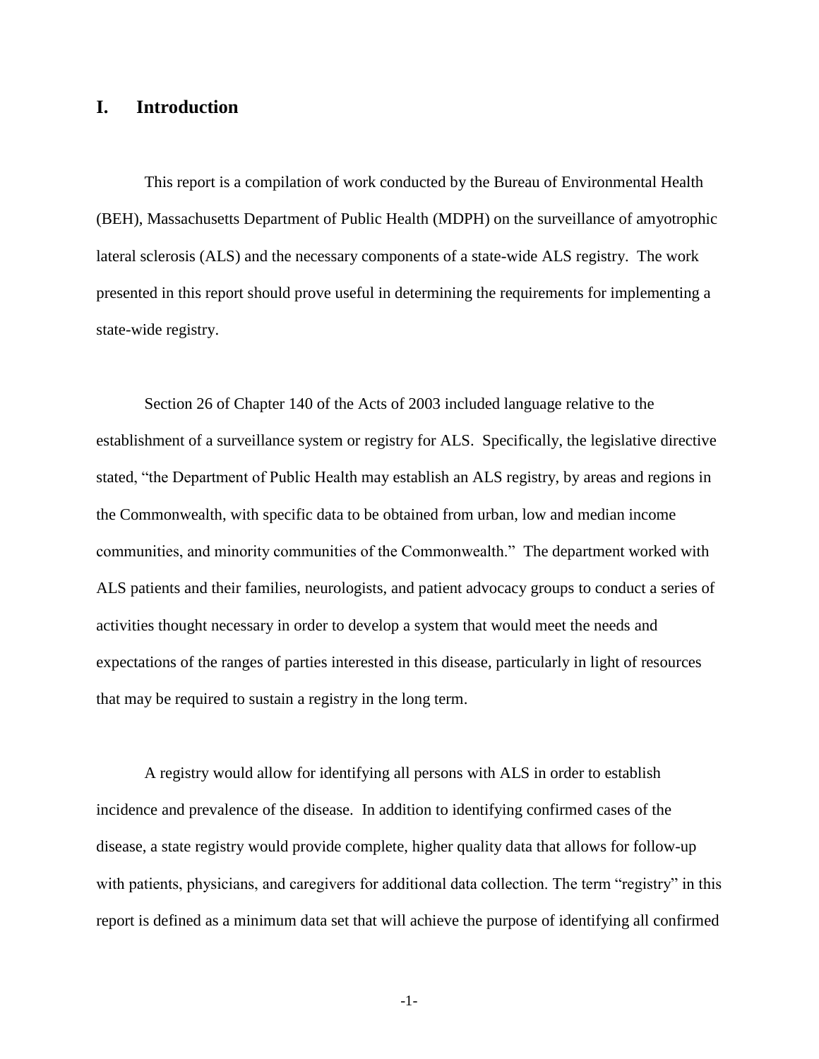## I. Introduction

This report is a compilation of work conducted by the Bureau of Environmental Health (BEH), Massachusetts Department of Public Health (MDPH) on the surveillance of amyotrophic lateral sclerosis (ALS) and the necessary components of a state-wide ALS registry. The work presented in this report should prove useful in determining the requirements for implementing a state-wide registry.

Section 26 of Chapter 140 of the Acts of 2003 included language relative to the establishment of a surveillance system or registry for ALS. Specifically, the legislative directive stated, "the Department of Public Health may establish an ALS registry, by areas and regions in the Commonwealth, with specific data to be obtained from urban, low and median income communities, and minority communities of the Commonwealth." The department worked with ALS patients and their families, neurologists, and patient advocacy groups to conduct a series of activities thought necessary in order to develop a system that would meet the needs and expectations of the ranges of parties interested in this disease, particularly in light of resources that may be required to sustain a registry in the long term.

A registry would allow for identifying all persons with ALS in order to establish incidence and prevalence of the disease. In addition to identifying confirmed cases of the disease, a state registry would provide complete, higher quality data that allows for follow-up with patients, physicians, and caregivers for additional data collection. The term "registry" in this report is defined as a minimum data set that will achieve the purpose of identifying all confirmed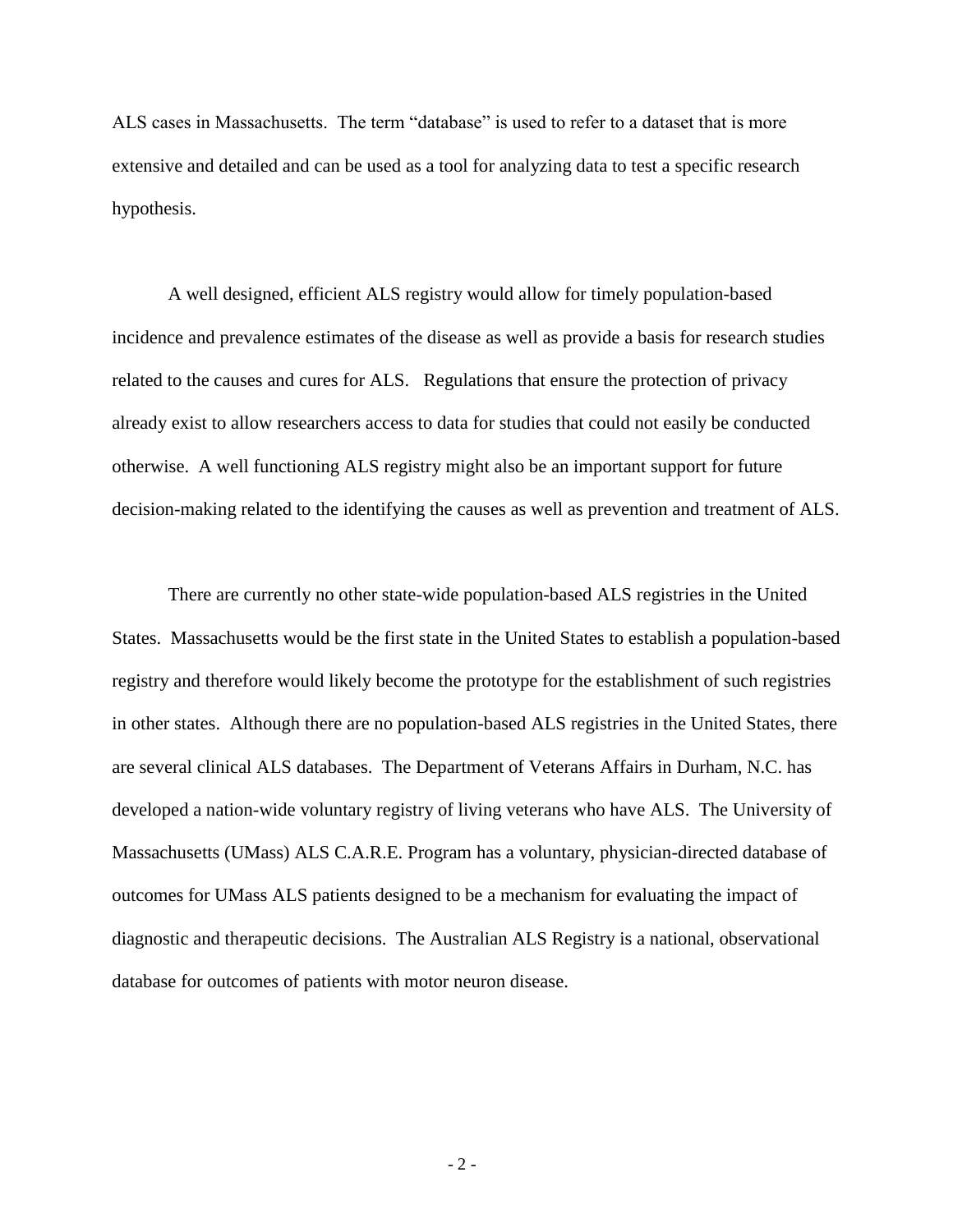ALS cases in Massachusetts. The term "database" is used to refer to a dataset that is more extensive and detailed and can be used as a tool for analyzing data to test a specific research hypothesis.

A well designed, efficient ALS registry would allow for timely population-based incidence and prevalence estimates of the disease as well as provide a basis for research studies related to the causes and cures for ALS. Regulations that ensure the protection of privacy already exist to allow researchers access to data for studies that could not easily be conducted otherwise. A well functioning ALS registry might also be an important support for future decision-making related to the identifying the causes as well as prevention and treatment of ALS.

There are currently no other state-wide population-based ALS registries in the United States. Massachusetts would be the first state in the United States to establish a population-based registry and therefore would likely become the prototype for the establishment of such registries in other states. Although there are no population-based ALS registries in the United States, there are several clinical ALS databases. The Department of Veterans Affairs in Durham, N.C. has developed a nation-wide voluntary registry of living veterans who have ALS. The University of Massachusetts (UMass) ALS C.A.R.E. Program has a voluntary, physician-directed database of outcomes for UMass ALS patients designed to be a mechanism for evaluating the impact of diagnostic and therapeutic decisions. The Australian ALS Registry is a national, observational database for outcomes of patients with motor neuron disease.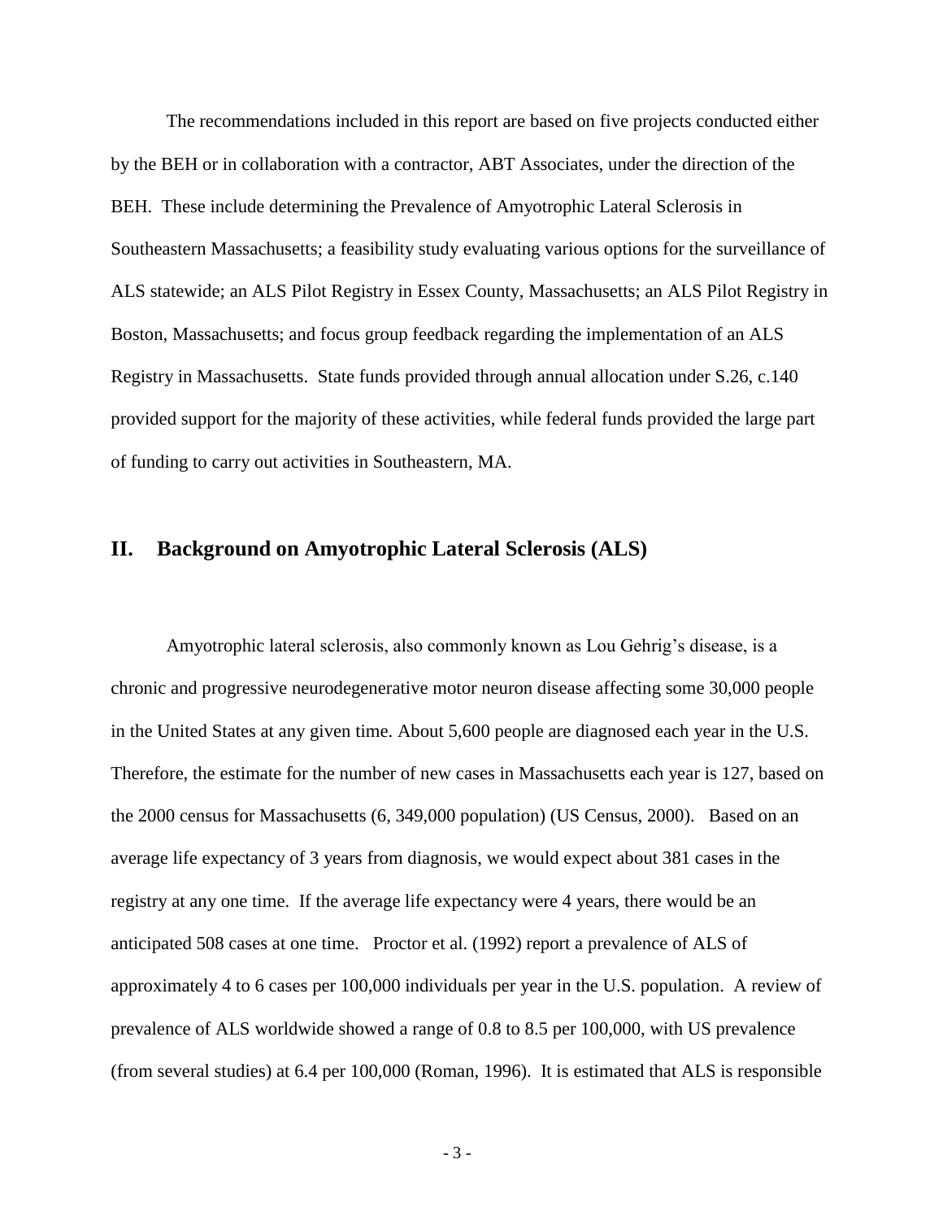The recommendations included in this report are based on five projects conducted either by the BEH or in collaboration with a contractor, ABT Associates, under the direction of the BEH. These include determining the Prevalence of Amyotrophic Lateral Sclerosis in Southeastern Massachusetts; a feasibility study evaluating various options for the surveillance of ALS statewide; an ALS Pilot Registry in Essex County, Massachusetts; an ALS Pilot Registry in Boston, Massachusetts; and focus group feedback regarding the implementation of an ALS Registry in Massachusetts. State funds provided through annual allocation under S.26, c.140 provided support for the majority of these activities, while federal funds provided the large part of funding to carry out activities in Southeastern, MA.

## II. Background on Amyotrophic Lateral Sclerosis (ALS)

Amyotrophic lateral sclerosis, also commonly known as Lou Gehrig's disease, is a chronic and progressive neurodegenerative motor neuron disease affecting some 30,000 people in the United States at any given time. About 5,600 people are diagnosed each year in the U.S. Therefore, the estimate for the number of new cases in Massachusetts each year is 127, based on the 2000 census for Massachusetts (6, 349,000 population) (US Census, 2000). Based on an average life expectancy of 3 years from diagnosis, we would expect about 381 cases in the registry at any one time. If the average life expectancy were 4 years, there would be an anticipated 508 cases at one time. Proctor et al. (1992) report a prevalence of ALS of approximately 4 to 6 cases per 100,000 individuals per year in the U.S. population. A review of prevalence of ALS worldwide showed a range of 0.8 to 8.5 per 100,000, with US prevalence (from several studies) at 6.4 per 100,000 (Roman, 1996). It is estimated that ALS is responsible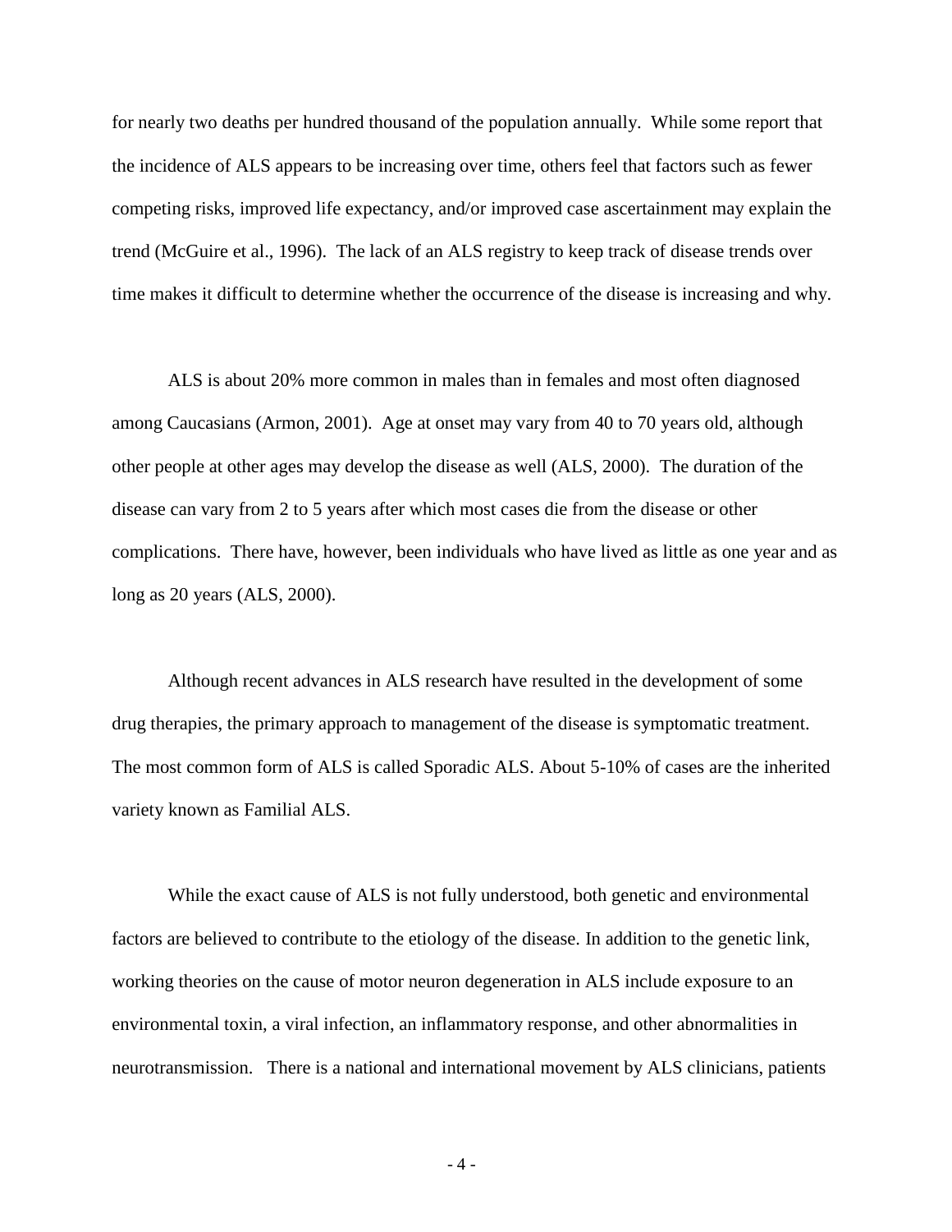for nearly two deaths per hundred thousand of the population annually. While some report that the incidence of ALS appears to be increasing over time, others feel that factors such as fewer competing risks, improved life expectancy, and/or improved case ascertainment may explain the trend (McGuire et al., 1996). The lack of an ALS registry to keep track of disease trends over time makes it difficult to determine whether the occurrence of the disease is increasing and why.

ALS is about 20% more common in males than in females and most often diagnosed among Caucasians (Armon, 2001). Age at onset may vary from 40 to 70 years old, although other people at other ages may develop the disease as well (ALS, 2000). The duration of the disease can vary from 2 to 5 years after which most cases die from the disease or other complications. There have, however, been individuals who have lived as little as one year and as long as 20 years (ALS, 2000).

Although recent advances in ALS research have resulted in the development of some drug therapies, the primary approach to management of the disease is symptomatic treatment. The most common form of ALS is called Sporadic ALS. About 5-10% of cases are the inherited variety known as Familial ALS.

While the exact cause of ALS is not fully understood, both genetic and environmental factors are believed to contribute to the etiology of the disease. In addition to the genetic link, working theories on the cause of motor neuron degeneration in ALS include exposure to an environmental toxin, a viral infection, an inflammatory response, and other abnormalities in neurotransmission. There is a national and international movement by ALS clinicians, patients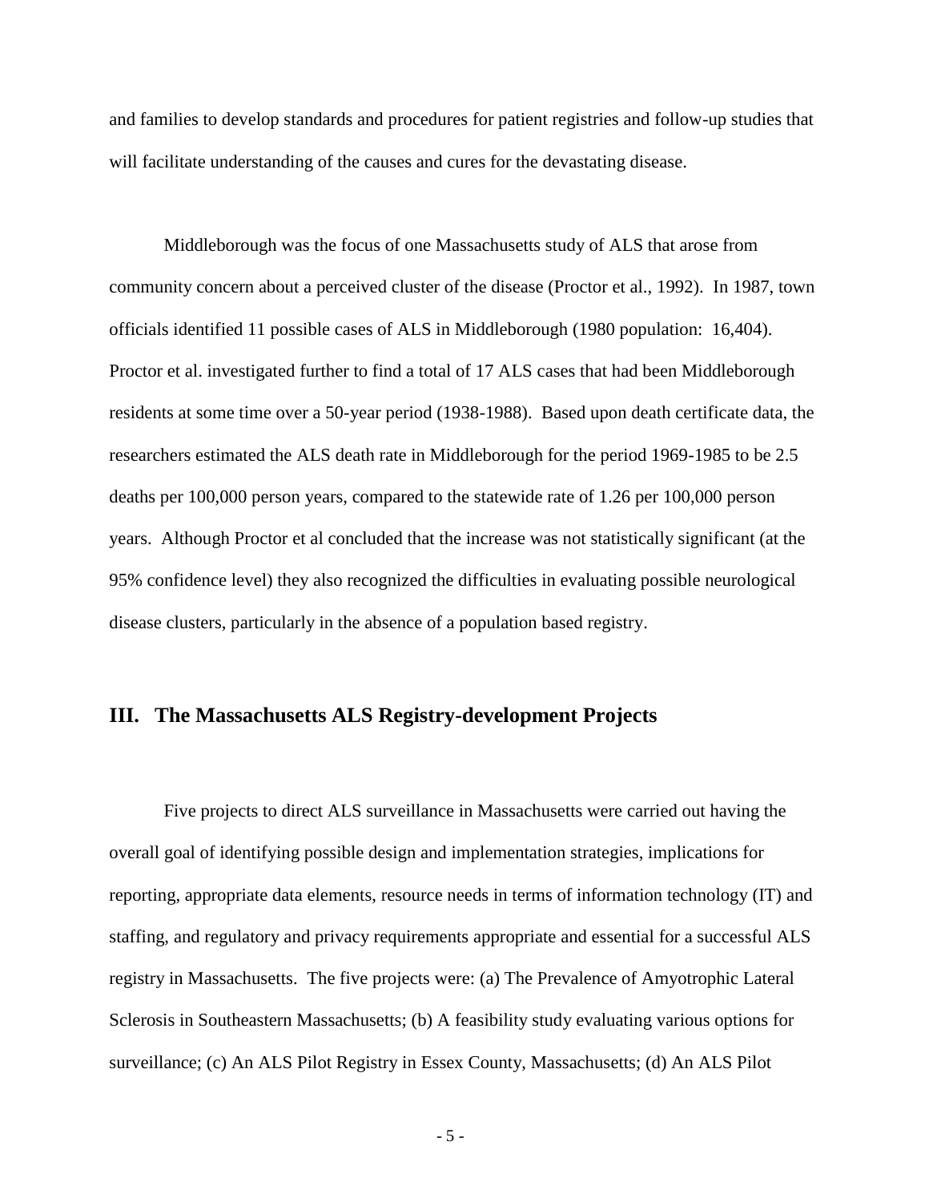and families to develop standards and procedures for patient registries and follow-up studies that will facilitate understanding of the causes and cures for the devastating disease.

Middleborough was the focus of one Massachusetts study of ALS that arose from community concern about a perceived cluster of the disease (Proctor et al., 1992). In 1987, town officials identified 11 possible cases of ALS in Middleborough (1980 population: 16,404). Proctor et al. investigated further to find a total of 17 ALS cases that had been Middleborough residents at some time over a 50-year period (1938-1988). Based upon death certificate data, the researchers estimated the ALS death rate in Middleborough for the period 1969-1985 to be 2.5 deaths per 100,000 person years, compared to the statewide rate of 1.26 per 100,000 person years. Although Proctor et al concluded that the increase was not statistically significant (at the 95% confidence level) they also recognized the difficulties in evaluating possible neurological disease clusters, particularly in the absence of a population based registry.

## III. The Massachusetts ALS Registry-development Projects

Five projects to direct ALS surveillance in Massachusetts were carried out having the overall goal of identifying possible design and implementation strategies, implications for reporting, appropriate data elements, resource needs in terms of information technology (IT) and staffing, and regulatory and privacy requirements appropriate and essential for a successful ALS registry in Massachusetts. The five projects were: (a) The Prevalence of Amyotrophic Lateral Sclerosis in Southeastern Massachusetts; (b) A feasibility study evaluating various options for surveillance; (c) An ALS Pilot Registry in Essex County, Massachusetts; (d) An ALS Pilot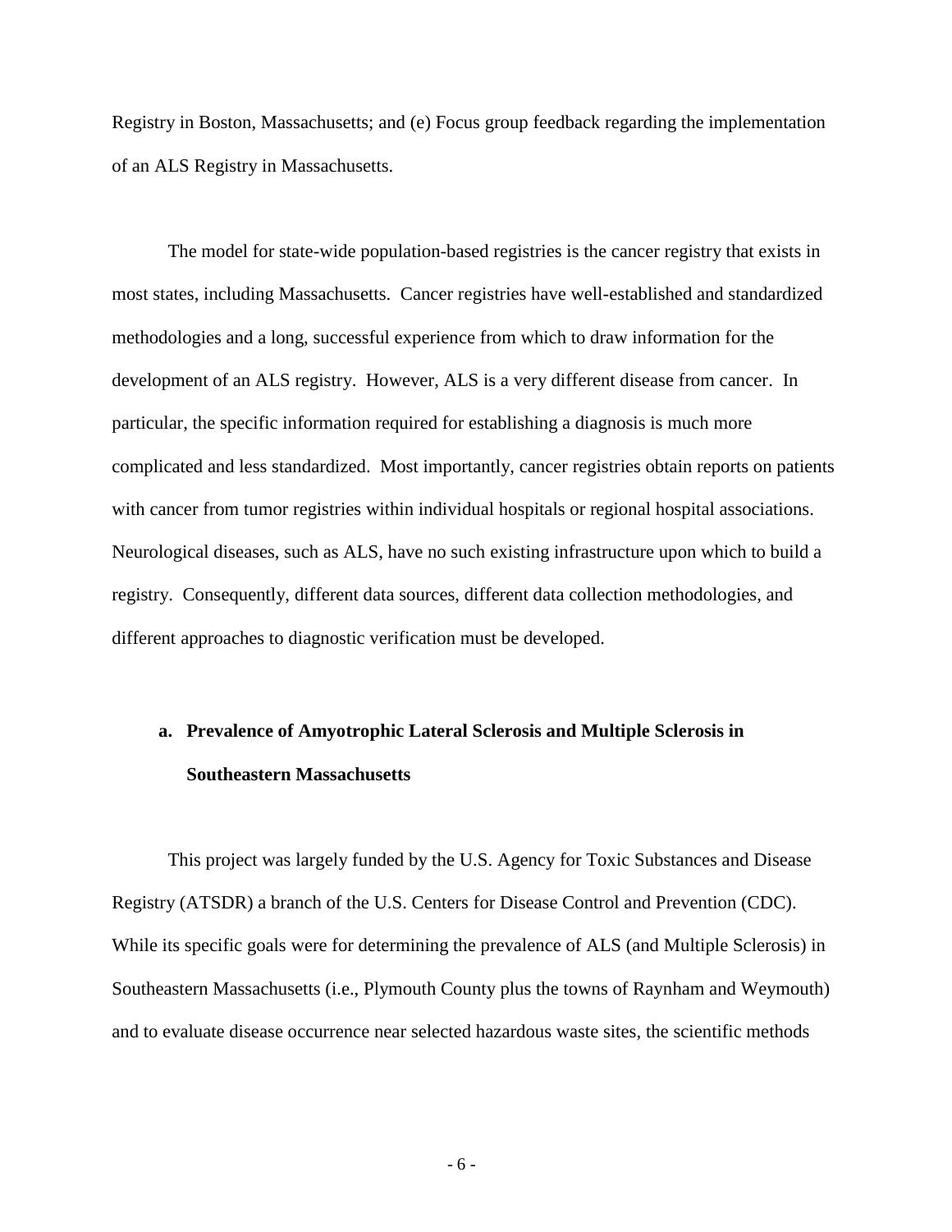Registry in Boston, Massachusetts; and (e) Focus group feedback regarding the implementation of an ALS Registry in Massachusetts.

The model for state-wide population-based registries is the cancer registry that exists in most states, including Massachusetts. Cancer registries have well-established and standardized methodologies and a long, successful experience from which to draw information for the development of an ALS registry. However, ALS is a very different disease from cancer. In particular, the specific information required for establishing a diagnosis is much more complicated and less standardized. Most importantly, cancer registries obtain reports on patients with cancer from tumor registries within individual hospitals or regional hospital associations. Neurological diseases, such as ALS, have no such existing infrastructure upon which to build a registry. Consequently, different data sources, different data collection methodologies, and different approaches to diagnostic verification must be developed.

### a. Prevalence of Amyotrophic Lateral Sclerosis and Multiple Sclerosis in Southeastern Massachusetts

This project was largely funded by the U.S. Agency for Toxic Substances and Disease Registry (ATSDR) a branch of the U.S. Centers for Disease Control and Prevention (CDC). While its specific goals were for determining the prevalence of ALS (and Multiple Sclerosis) in Southeastern Massachusetts (i.e., Plymouth County plus the towns of Raynham and Weymouth) and to evaluate disease occurrence near selected hazardous waste sites, the scientific methods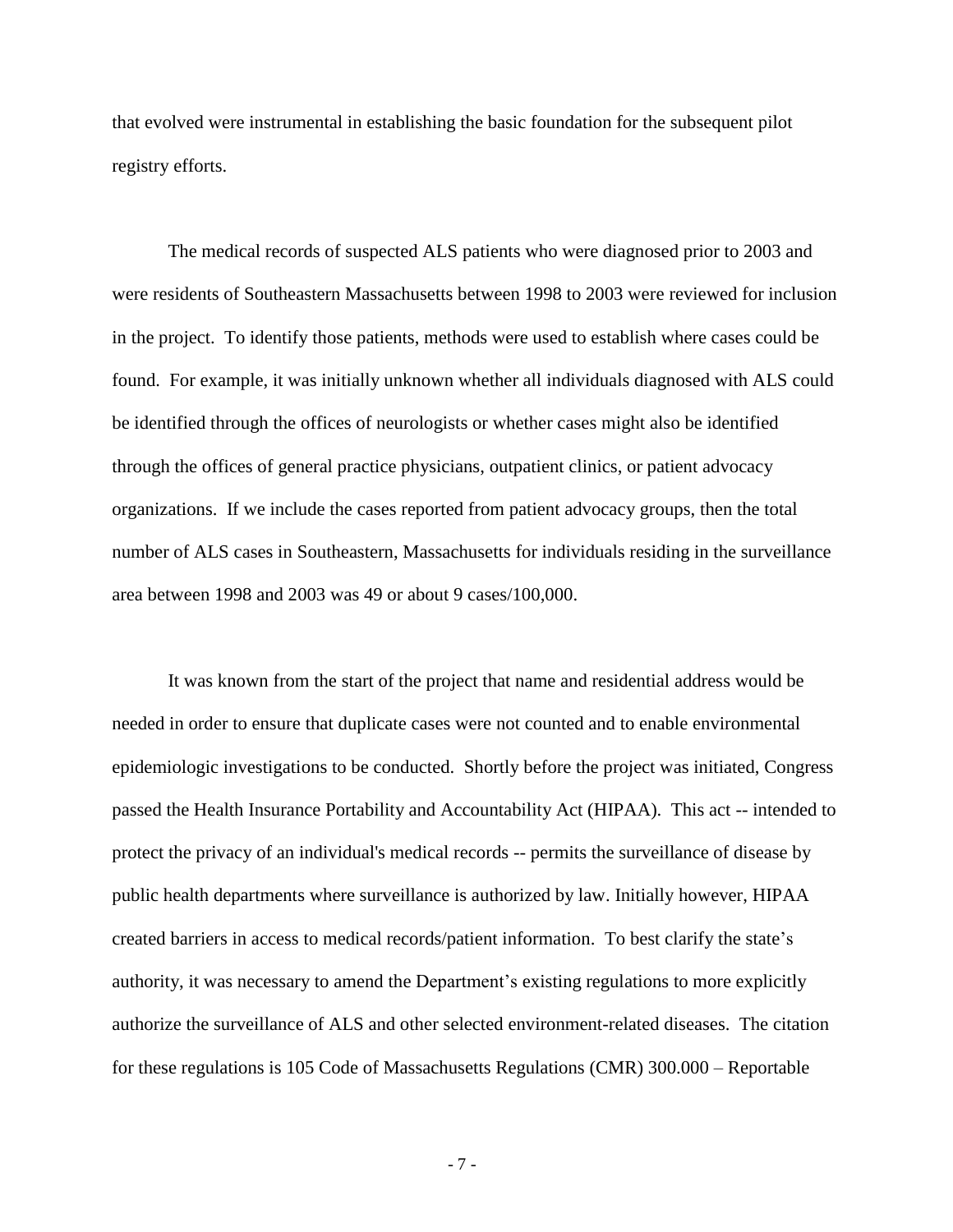that evolved were instrumental in establishing the basic foundation for the subsequent pilot registry efforts.

The medical records of suspected ALS patients who were diagnosed prior to 2003 and were residents of Southeastern Massachusetts between 1998 to 2003 were reviewed for inclusion in the project. To identify those patients, methods were used to establish where cases could be found. For example, it was initially unknown whether all individuals diagnosed with ALS could be identified through the offices of neurologists or whether cases might also be identified through the offices of general practice physicians, outpatient clinics, or patient advocacy organizations. If we include the cases reported from patient advocacy groups, then the total number of ALS cases in Southeastern, Massachusetts for individuals residing in the surveillance area between 1998 and 2003 was 49 or about 9 cases/100,000.

It was known from the start of the project that name and residential address would be needed in order to ensure that duplicate cases were not counted and to enable environmental epidemiologic investigations to be conducted. Shortly before the project was initiated, Congress passed the Health Insurance Portability and Accountability Act (HIPAA). This act -- intended to protect the privacy of an individual's medical records -- permits the surveillance of disease by public health departments where surveillance is authorized by law. Initially however, HIPAA created barriers in access to medical records/patient information. To best clarify the state's authority, it was necessary to amend the Department's existing regulations to more explicitly authorize the surveillance of ALS and other selected environment-related diseases. The citation for these regulations is 105 Code of Massachusetts Regulations (CMR) 300.000 – Reportable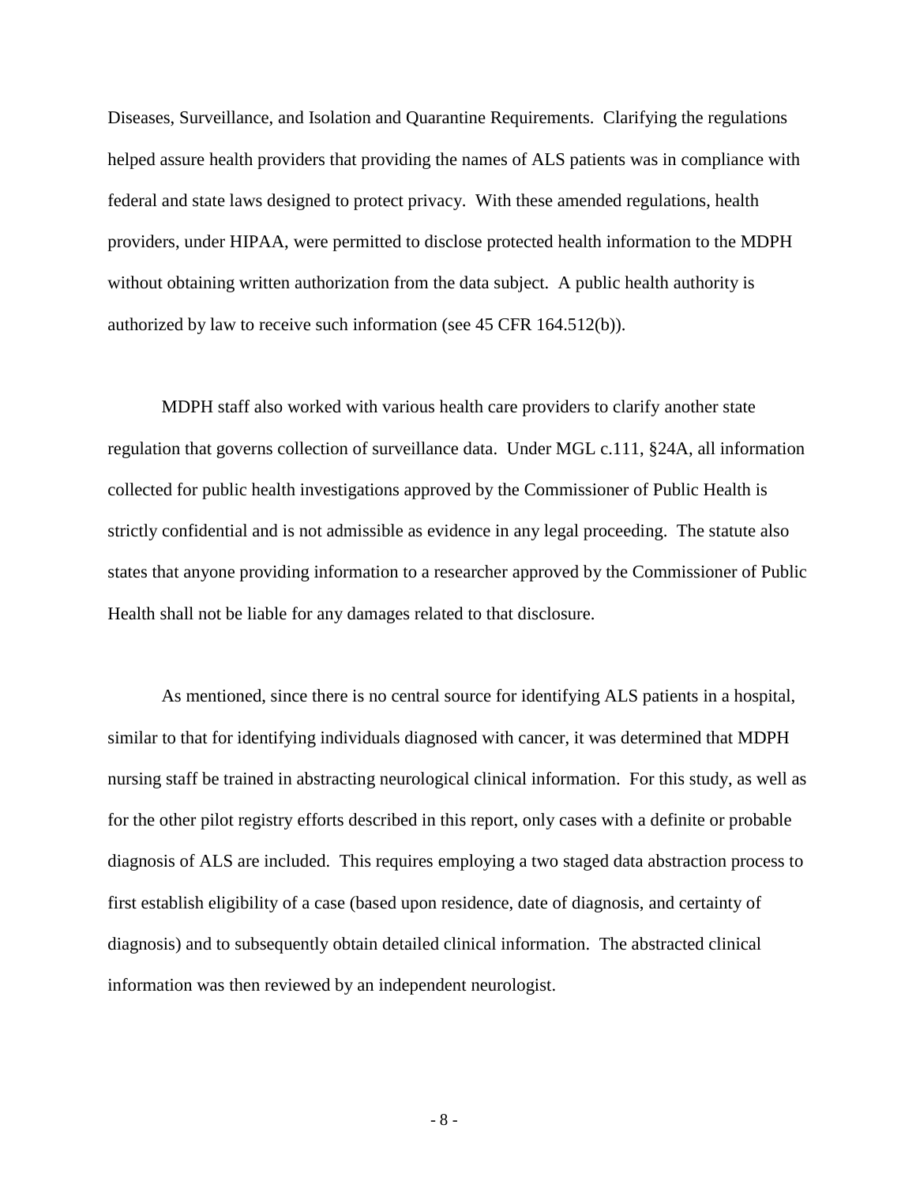Diseases, Surveillance, and Isolation and Quarantine Requirements. Clarifying the regulations helped assure health providers that providing the names of ALS patients was in compliance with federal and state laws designed to protect privacy. With these amended regulations, health providers, under HIPAA, were permitted to disclose protected health information to the MDPH without obtaining written authorization from the data subject. A public health authority is authorized by law to receive such information (see 45 CFR 164.512(b)).

MDPH staff also worked with various health care providers to clarify another state regulation that governs collection of surveillance data. Under MGL c.111, §24A, all information collected for public health investigations approved by the Commissioner of Public Health is strictly confidential and is not admissible as evidence in any legal proceeding. The statute also states that anyone providing information to a researcher approved by the Commissioner of Public Health shall not be liable for any damages related to that disclosure.

As mentioned, since there is no central source for identifying ALS patients in a hospital, similar to that for identifying individuals diagnosed with cancer, it was determined that MDPH nursing staff be trained in abstracting neurological clinical information. For this study, as well as for the other pilot registry efforts described in this report, only cases with a definite or probable diagnosis of ALS are included. This requires employing a two staged data abstraction process to first establish eligibility of a case (based upon residence, date of diagnosis, and certainty of diagnosis) and to subsequently obtain detailed clinical information. The abstracted clinical information was then reviewed by an independent neurologist.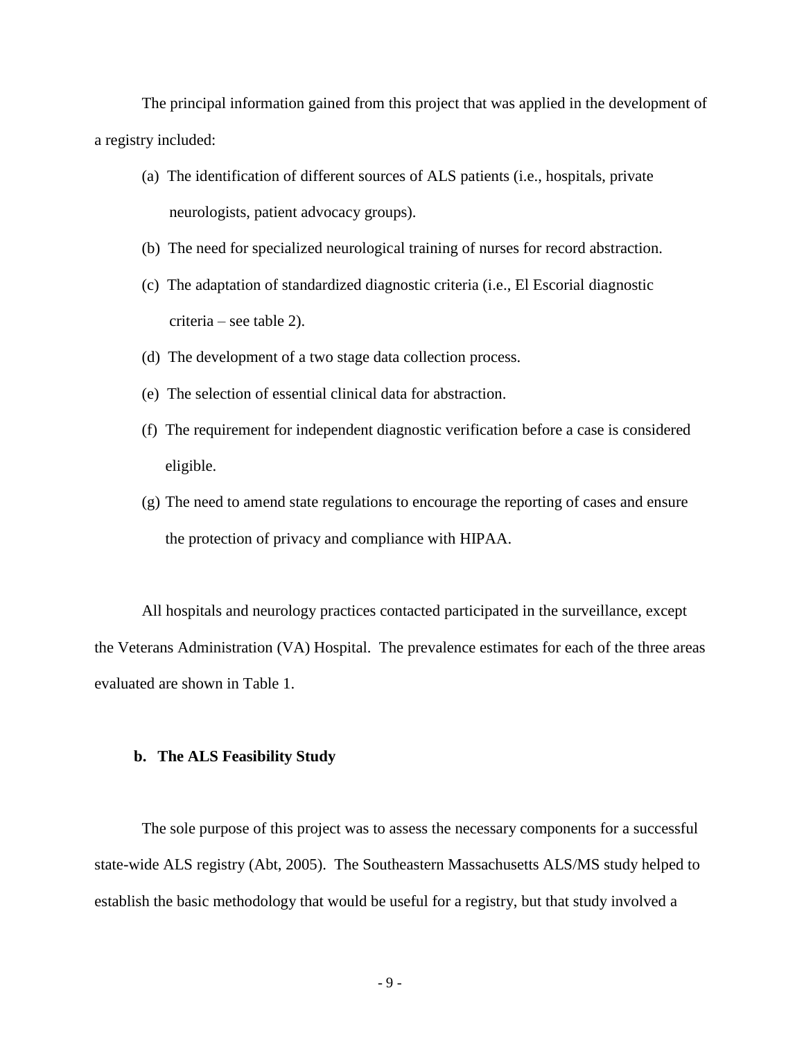The principal information gained from this project that was applied in the development of a registry included:

(a) The identification of different sources of ALS patients (i.e., hospitals, private neurologists, patient advocacy groups).

(b) The need for specialized neurological training of nurses for record abstraction.

(c) The adaptation of standardized diagnostic criteria (i.e., El Escorial diagnostic criteria – see table 2).

(d) The development of a two stage data collection process.

(e) The selection of essential clinical data for abstraction.

(f) The requirement for independent diagnostic verification before a case is considered eligible.

(g) The need to amend state regulations to encourage the reporting of cases and ensure the protection of privacy and compliance with HIPAA.

All hospitals and neurology practices contacted participated in the surveillance, except the Veterans Administration (VA) Hospital. The prevalence estimates for each of the three areas evaluated are shown in Table 1.

### b. The ALS Feasibility Study

The sole purpose of this project was to assess the necessary components for a successful state-wide ALS registry (Abt, 2005). The Southeastern Massachusetts ALS/MS study helped to establish the basic methodology that would be useful for a registry, but that study involved a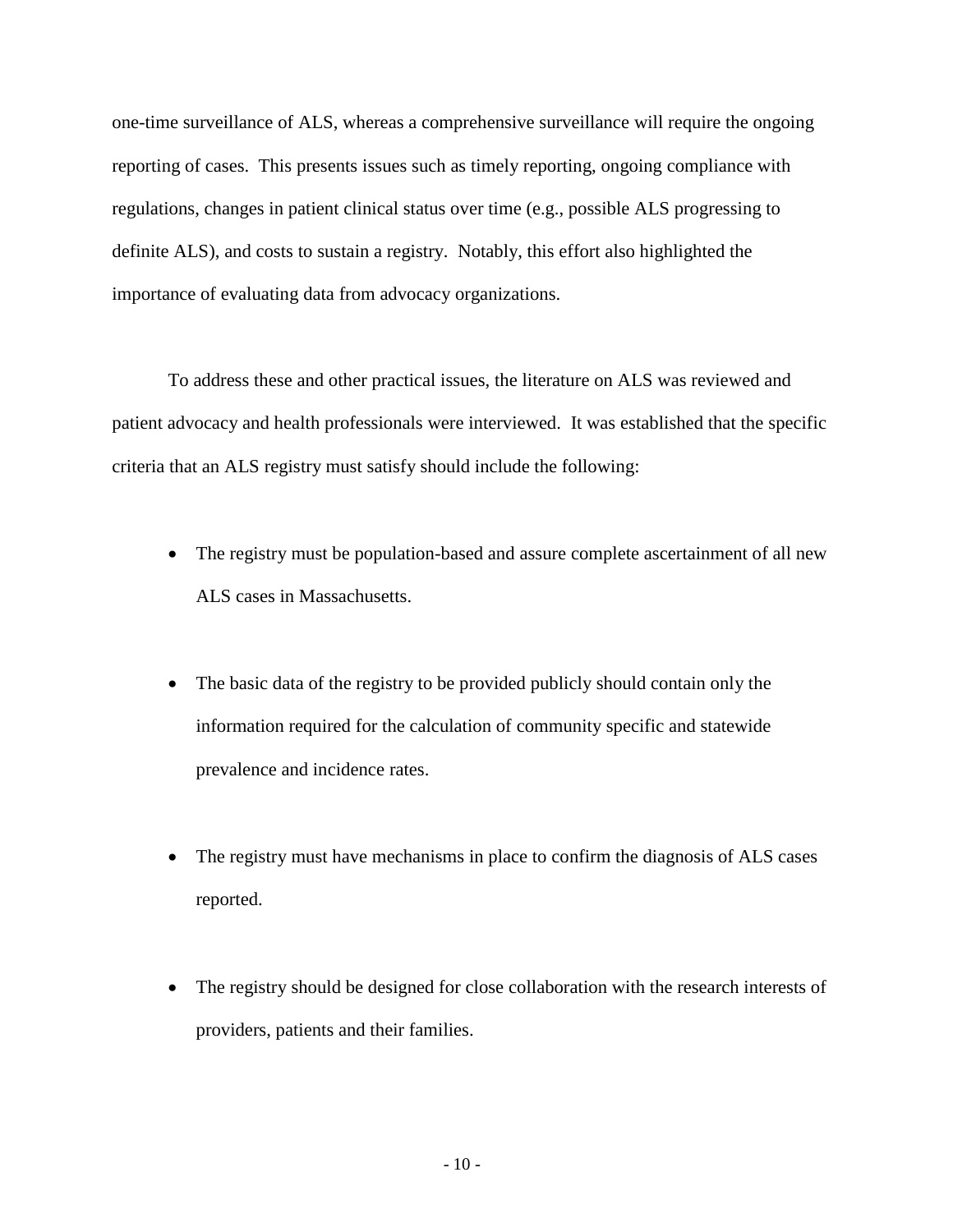one-time surveillance of ALS, whereas a comprehensive surveillance will require the ongoing reporting of cases. This presents issues such as timely reporting, ongoing compliance with regulations, changes in patient clinical status over time (e.g., possible ALS progressing to definite ALS), and costs to sustain a registry. Notably, this effort also highlighted the importance of evaluating data from advocacy organizations.

To address these and other practical issues, the literature on ALS was reviewed and patient advocacy and health professionals were interviewed. It was established that the specific criteria that an ALS registry must satisfy should include the following:

- The registry must be population-based and assure complete ascertainment of all new ALS cases in Massachusetts.

- The basic data of the registry to be provided publicly should contain only the information required for the calculation of community specific and statewide prevalence and incidence rates.

- The registry must have mechanisms in place to confirm the diagnosis of ALS cases reported.

- The registry should be designed for close collaboration with the research interests of providers, patients and their families.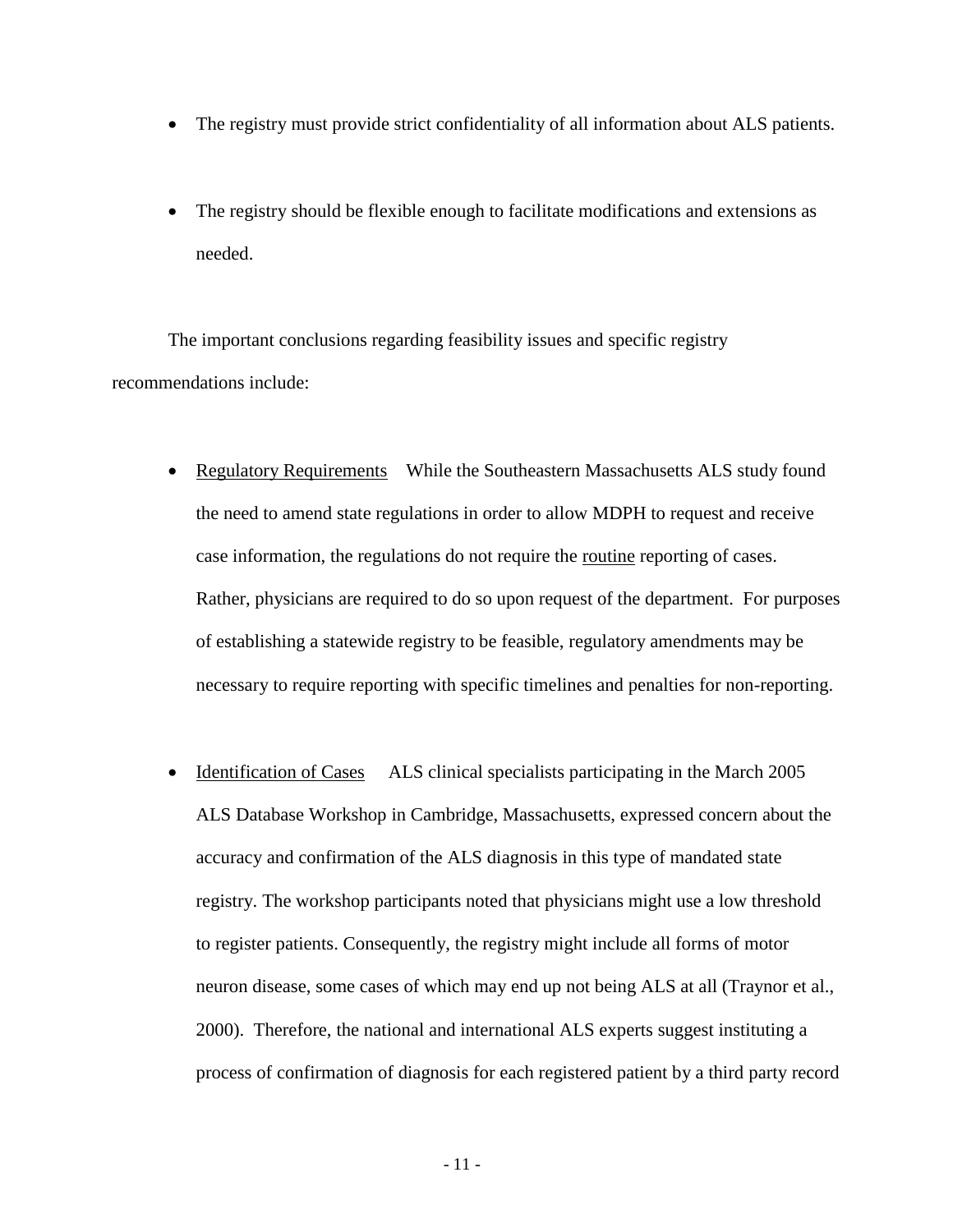- The registry must provide strict confidentiality of all information about ALS patients.

- The registry should be flexible enough to facilitate modifications and extensions as needed.

The important conclusions regarding feasibility issues and specific registry recommendations include:

- <u>Regulatory Requirements</u> While the Southeastern Massachusetts ALS study found the need to amend state regulations in order to allow MDPH to request and receive case information, the regulations do not require the <u>routine</u> reporting of cases. Rather, physicians are required to do so upon request of the department. For purposes of establishing a statewide registry to be feasible, regulatory amendments may be necessary to require reporting with specific timelines and penalties for non-reporting.

- <u>Identification of Cases</u> ALS clinical specialists participating in the March 2005 ALS Database Workshop in Cambridge, Massachusetts, expressed concern about the accuracy and confirmation of the ALS diagnosis in this type of mandated state registry. The workshop participants noted that physicians might use a low threshold to register patients. Consequently, the registry might include all forms of motor neuron disease, some cases of which may end up not being ALS at all (Traynor et al., 2000). Therefore, the national and international ALS experts suggest instituting a process of confirmation of diagnosis for each registered patient by a third party record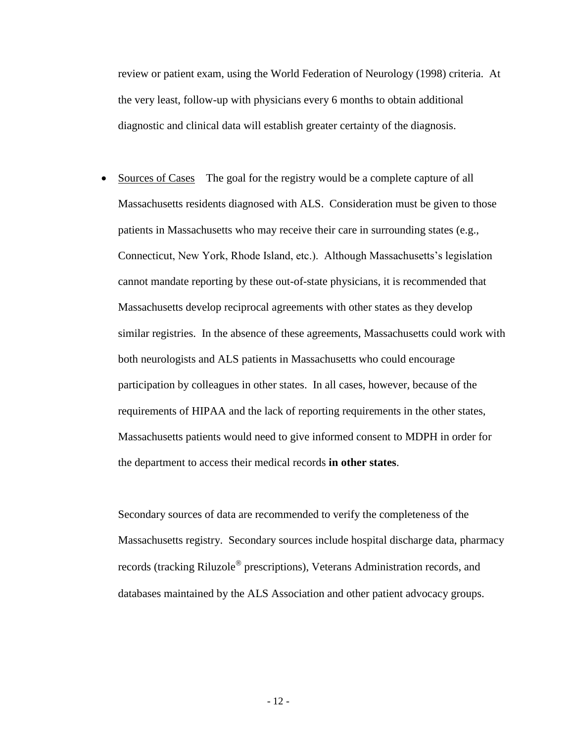review or patient exam, using the World Federation of Neurology (1998) criteria. At the very least, follow-up with physicians every 6 months to obtain additional diagnostic and clinical data will establish greater certainty of the diagnosis.

- Sources of Cases The goal for the registry would be a complete capture of all Massachusetts residents diagnosed with ALS. Consideration must be given to those patients in Massachusetts who may receive their care in surrounding states (e.g., Connecticut, New York, Rhode Island, etc.). Although Massachusetts's legislation cannot mandate reporting by these out-of-state physicians, it is recommended that Massachusetts develop reciprocal agreements with other states as they develop similar registries. In the absence of these agreements, Massachusetts could work with both neurologists and ALS patients in Massachusetts who could encourage participation by colleagues in other states. In all cases, however, because of the requirements of HIPAA and the lack of reporting requirements in the other states, Massachusetts patients would need to give informed consent to MDPH in order for the department to access their medical records **in other states**.

  Secondary sources of data are recommended to verify the completeness of the Massachusetts registry. Secondary sources include hospital discharge data, pharmacy records (tracking Riluzole® prescriptions), Veterans Administration records, and databases maintained by the ALS Association and other patient advocacy groups.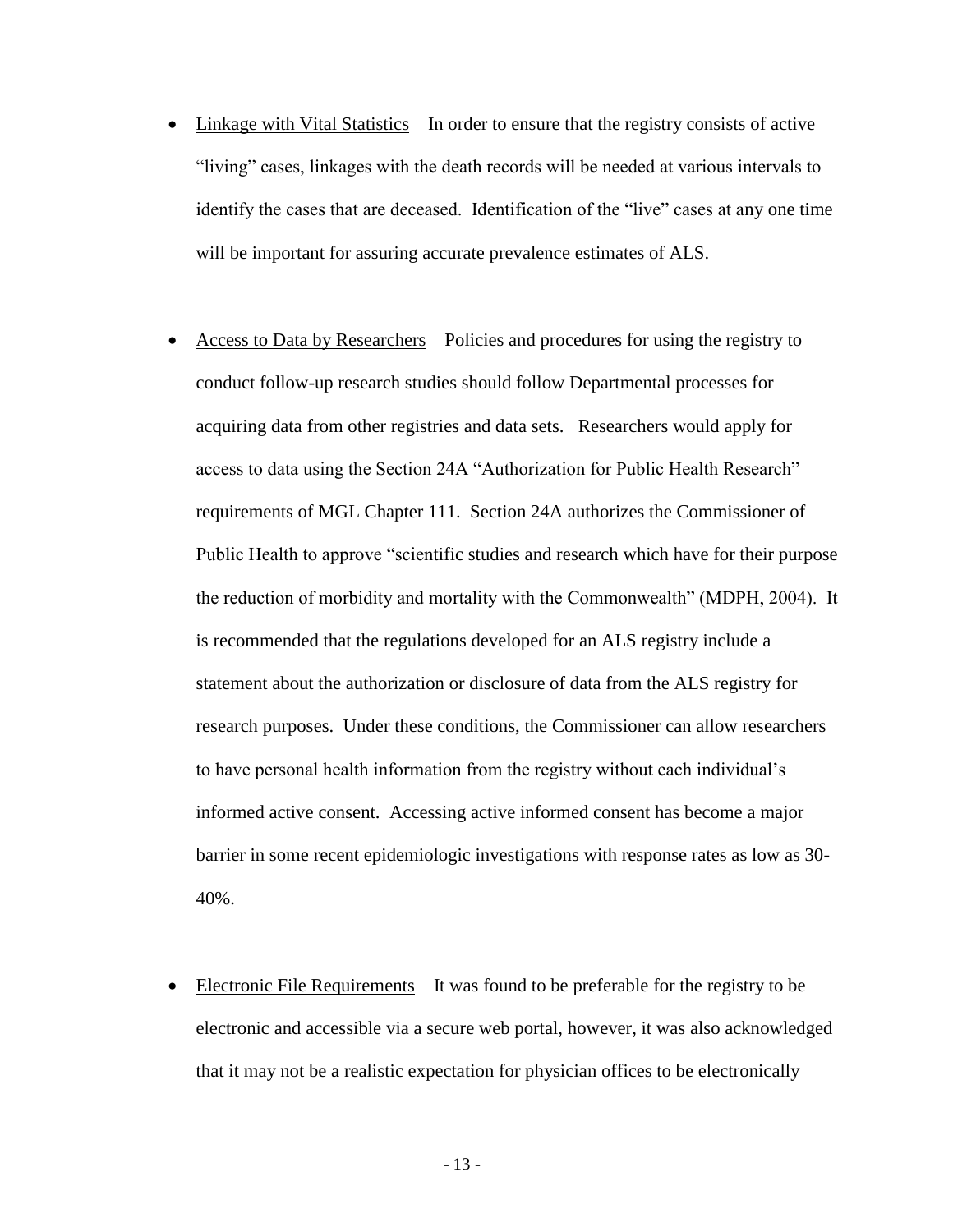- Linkage with Vital Statistics    In order to ensure that the registry consists of active "living" cases, linkages with the death records will be needed at various intervals to identify the cases that are deceased. Identification of the "live" cases at any one time will be important for assuring accurate prevalence estimates of ALS.

- Access to Data by Researchers    Policies and procedures for using the registry to conduct follow-up research studies should follow Departmental processes for acquiring data from other registries and data sets. Researchers would apply for access to data using the Section 24A "Authorization for Public Health Research" requirements of MGL Chapter 111. Section 24A authorizes the Commissioner of Public Health to approve "scientific studies and research which have for their purpose the reduction of morbidity and mortality with the Commonwealth" (MDPH, 2004). It is recommended that the regulations developed for an ALS registry include a statement about the authorization or disclosure of data from the ALS registry for research purposes. Under these conditions, the Commissioner can allow researchers to have personal health information from the registry without each individual's informed active consent. Accessing active informed consent has become a major barrier in some recent epidemiologic investigations with response rates as low as 30-40%.

- Electronic File Requirements    It was found to be preferable for the registry to be electronic and accessible via a secure web portal, however, it was also acknowledged that it may not be a realistic expectation for physician offices to be electronically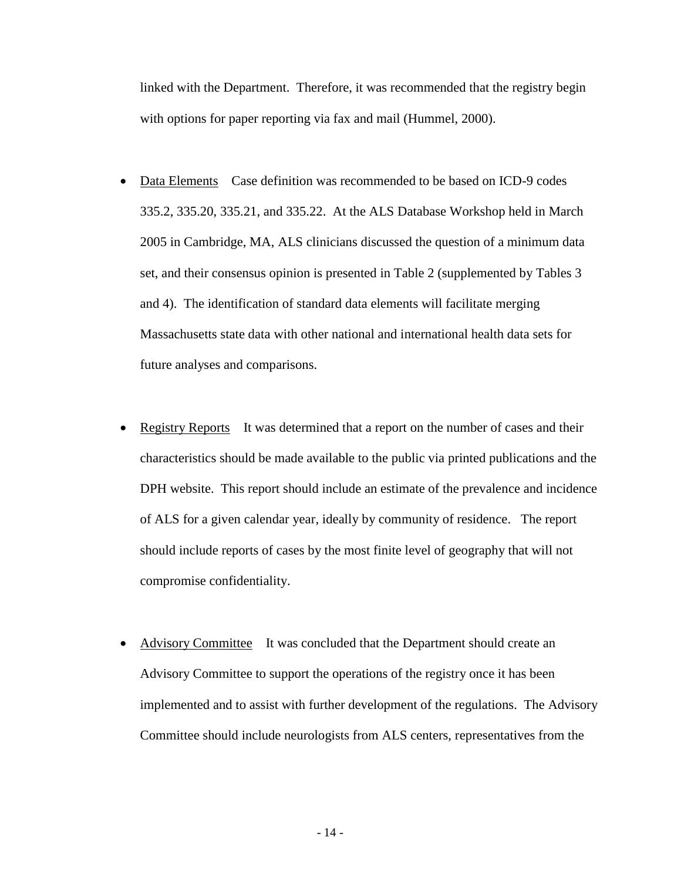linked with the Department. Therefore, it was recommended that the registry begin with options for paper reporting via fax and mail (Hummel, 2000).

- Data Elements Case definition was recommended to be based on ICD-9 codes 335.2, 335.20, 335.21, and 335.22. At the ALS Database Workshop held in March 2005 in Cambridge, MA, ALS clinicians discussed the question of a minimum data set, and their consensus opinion is presented in Table 2 (supplemented by Tables 3 and 4). The identification of standard data elements will facilitate merging Massachusetts state data with other national and international health data sets for future analyses and comparisons.

- Registry Reports It was determined that a report on the number of cases and their characteristics should be made available to the public via printed publications and the DPH website. This report should include an estimate of the prevalence and incidence of ALS for a given calendar year, ideally by community of residence. The report should include reports of cases by the most finite level of geography that will not compromise confidentiality.

- Advisory Committee It was concluded that the Department should create an Advisory Committee to support the operations of the registry once it has been implemented and to assist with further development of the regulations. The Advisory Committee should include neurologists from ALS centers, representatives from the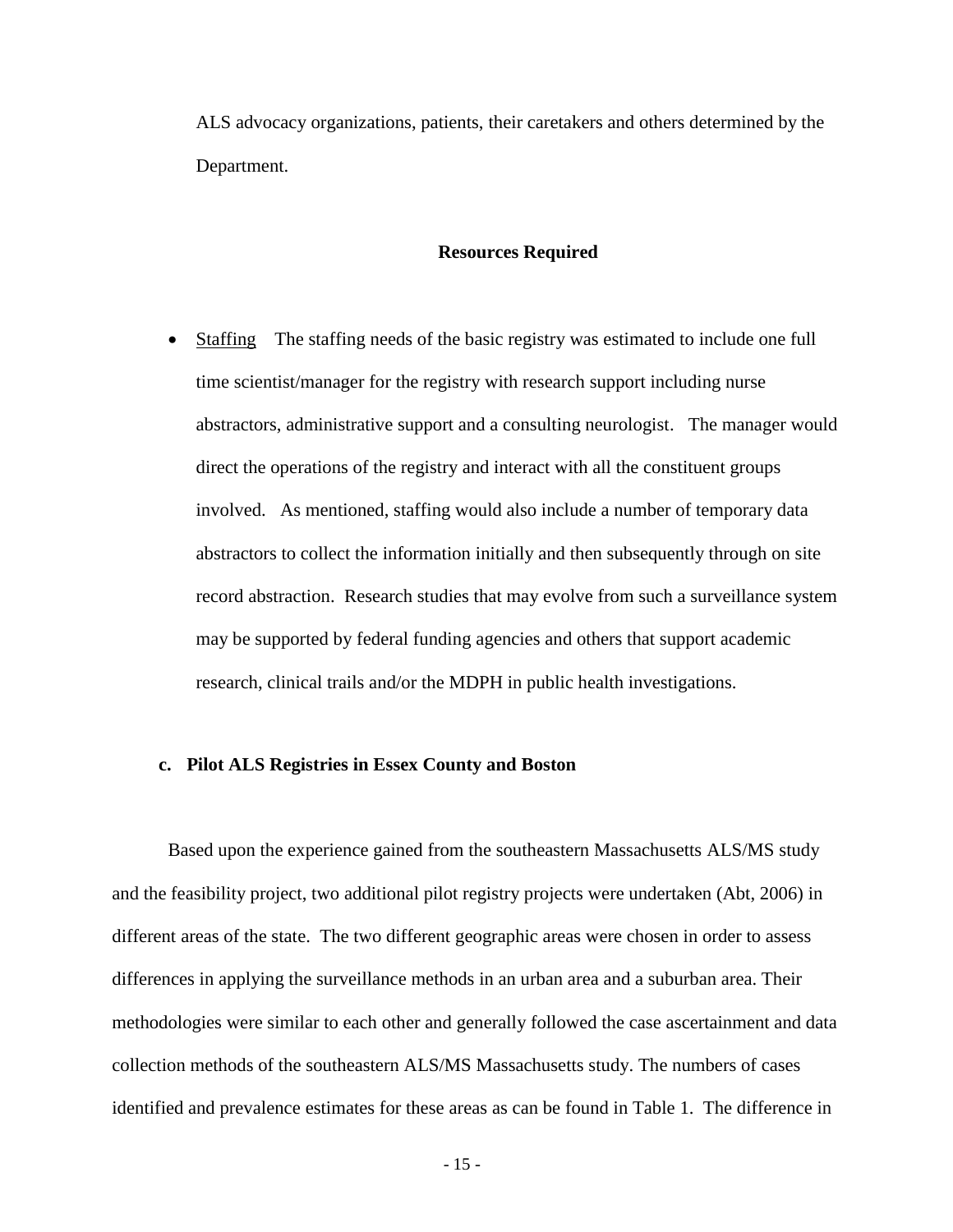ALS advocacy organizations, patients, their caretakers and others determined by the Department.

**Resources Required**

- <u>Staffing</u> The staffing needs of the basic registry was estimated to include one full time scientist/manager for the registry with research support including nurse abstractors, administrative support and a consulting neurologist. The manager would direct the operations of the registry and interact with all the constituent groups involved. As mentioned, staffing would also include a number of temporary data abstractors to collect the information initially and then subsequently through on site record abstraction. Research studies that may evolve from such a surveillance system may be supported by federal funding agencies and others that support academic research, clinical trails and/or the MDPH in public health investigations.

### c. Pilot ALS Registries in Essex County and Boston

Based upon the experience gained from the southeastern Massachusetts ALS/MS study and the feasibility project, two additional pilot registry projects were undertaken (Abt, 2006) in different areas of the state. The two different geographic areas were chosen in order to assess differences in applying the surveillance methods in an urban area and a suburban area. Their methodologies were similar to each other and generally followed the case ascertainment and data collection methods of the southeastern ALS/MS Massachusetts study. The numbers of cases identified and prevalence estimates for these areas as can be found in Table 1. The difference in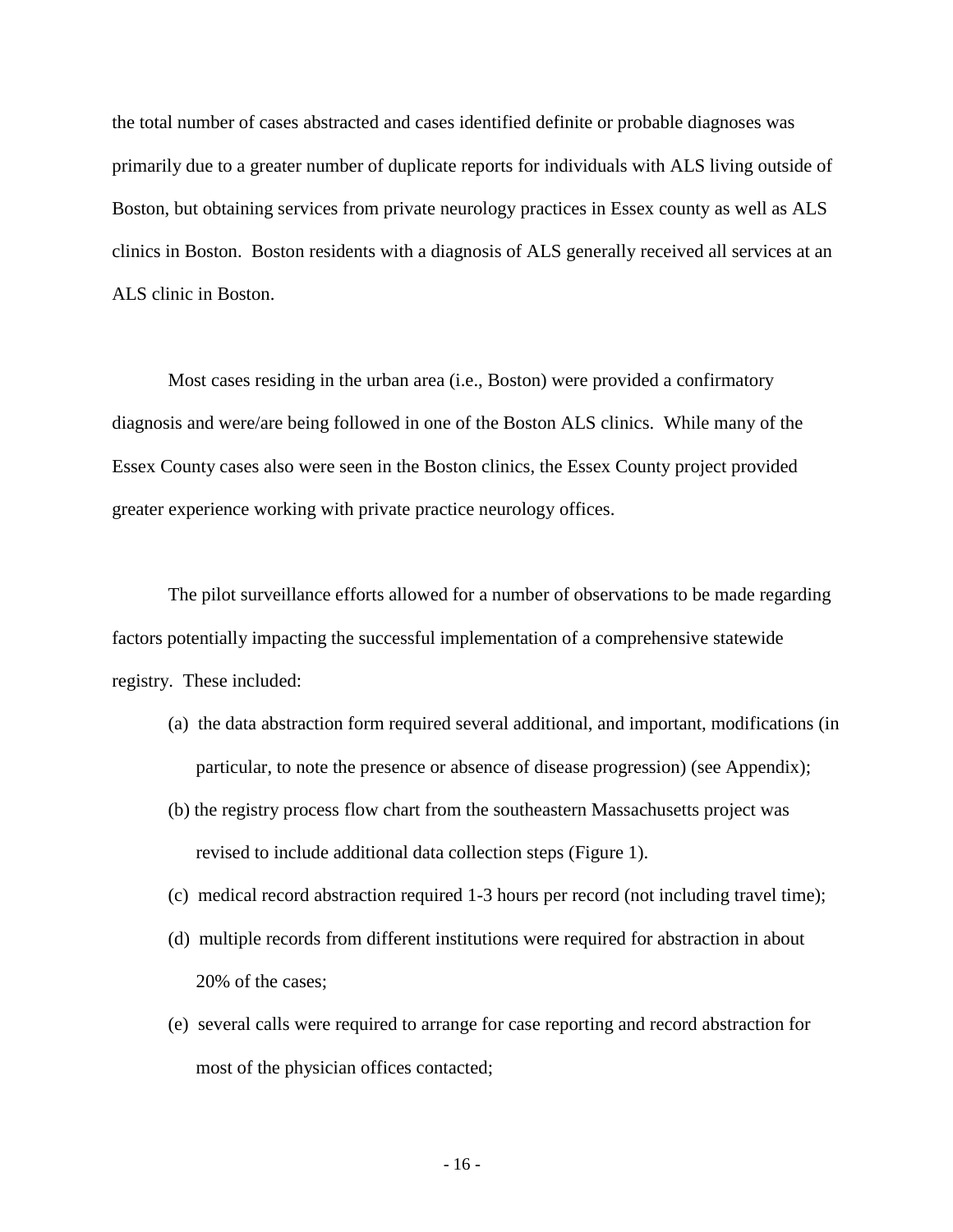the total number of cases abstracted and cases identified definite or probable diagnoses was primarily due to a greater number of duplicate reports for individuals with ALS living outside of Boston, but obtaining services from private neurology practices in Essex county as well as ALS clinics in Boston. Boston residents with a diagnosis of ALS generally received all services at an ALS clinic in Boston.

Most cases residing in the urban area (i.e., Boston) were provided a confirmatory diagnosis and were/are being followed in one of the Boston ALS clinics. While many of the Essex County cases also were seen in the Boston clinics, the Essex County project provided greater experience working with private practice neurology offices.

The pilot surveillance efforts allowed for a number of observations to be made regarding factors potentially impacting the successful implementation of a comprehensive statewide registry. These included:

(a) the data abstraction form required several additional, and important, modifications (in particular, to note the presence or absence of disease progression) (see Appendix);

(b) the registry process flow chart from the southeastern Massachusetts project was revised to include additional data collection steps (Figure 1).

(c) medical record abstraction required 1-3 hours per record (not including travel time);

(d) multiple records from different institutions were required for abstraction in about 20% of the cases;

(e) several calls were required to arrange for case reporting and record abstraction for most of the physician offices contacted;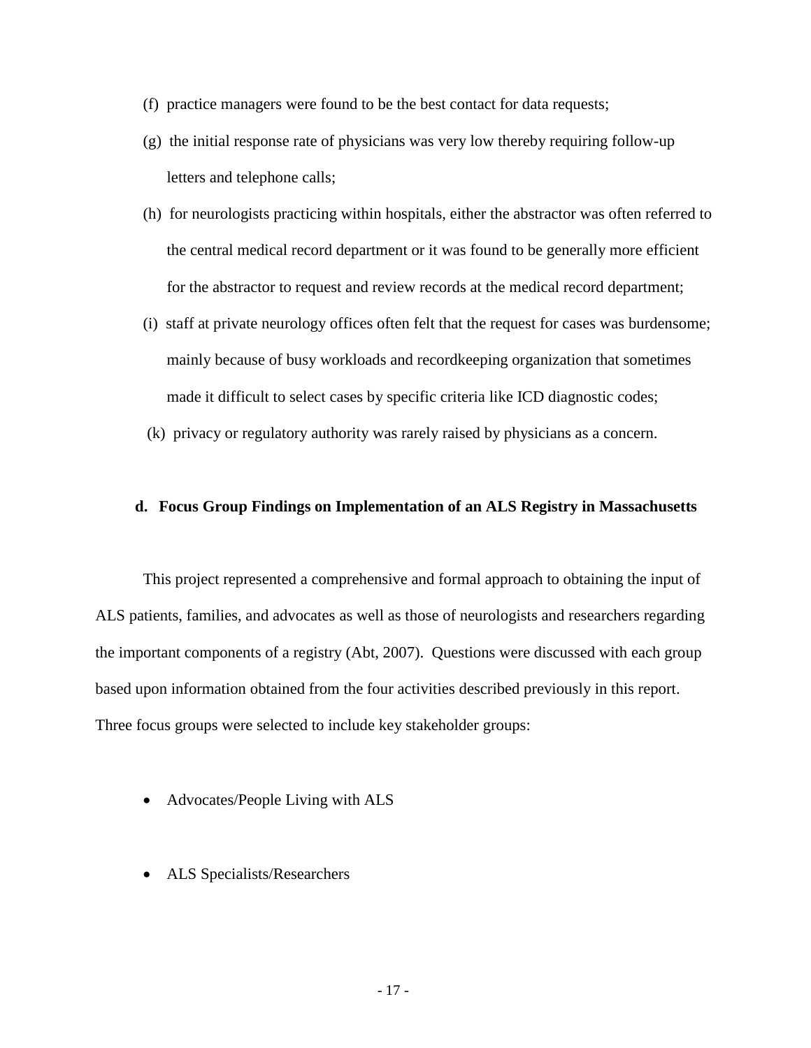(f) practice managers were found to be the best contact for data requests;

(g) the initial response rate of physicians was very low thereby requiring follow-up letters and telephone calls;

(h) for neurologists practicing within hospitals, either the abstractor was often referred to the central medical record department or it was found to be generally more efficient for the abstractor to request and review records at the medical record department;

(i) staff at private neurology offices often felt that the request for cases was burdensome; mainly because of busy workloads and recordkeeping organization that sometimes made it difficult to select cases by specific criteria like ICD diagnostic codes;

(k) privacy or regulatory authority was rarely raised by physicians as a concern.

### d. Focus Group Findings on Implementation of an ALS Registry in Massachusetts

This project represented a comprehensive and formal approach to obtaining the input of ALS patients, families, and advocates as well as those of neurologists and researchers regarding the important components of a registry (Abt, 2007). Questions were discussed with each group based upon information obtained from the four activities described previously in this report. Three focus groups were selected to include key stakeholder groups:

- Advocates/People Living with ALS
- ALS Specialists/Researchers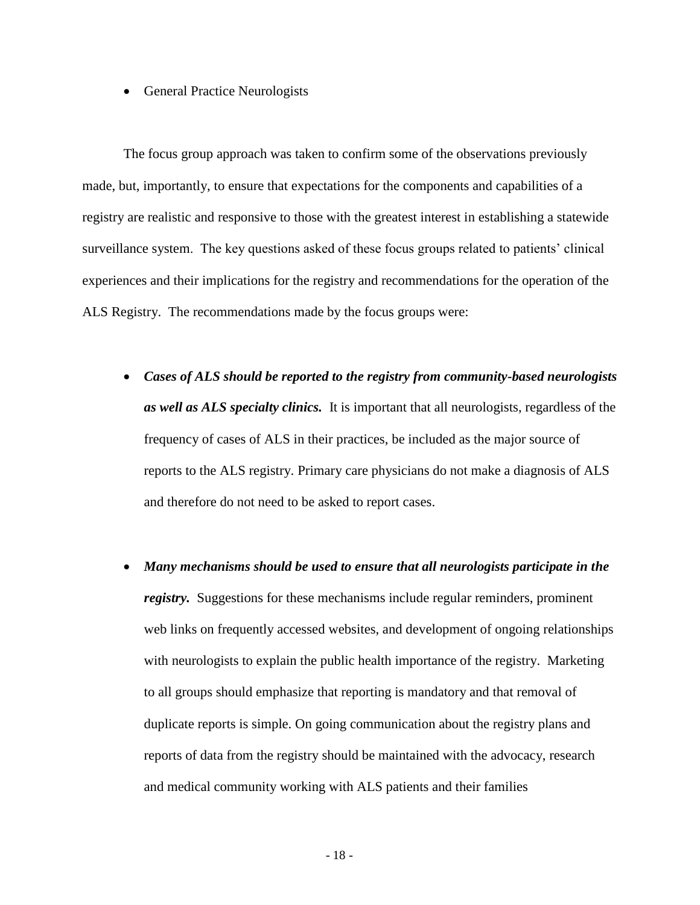- General Practice Neurologists

The focus group approach was taken to confirm some of the observations previously made, but, importantly, to ensure that expectations for the components and capabilities of a registry are realistic and responsive to those with the greatest interest in establishing a statewide surveillance system. The key questions asked of these focus groups related to patients' clinical experiences and their implications for the registry and recommendations for the operation of the ALS Registry. The recommendations made by the focus groups were:

- ***Cases of ALS should be reported to the registry from community-based neurologists as well as ALS specialty clinics.*** It is important that all neurologists, regardless of the frequency of cases of ALS in their practices, be included as the major source of reports to the ALS registry. Primary care physicians do not make a diagnosis of ALS and therefore do not need to be asked to report cases.

- ***Many mechanisms should be used to ensure that all neurologists participate in the registry.*** Suggestions for these mechanisms include regular reminders, prominent web links on frequently accessed websites, and development of ongoing relationships with neurologists to explain the public health importance of the registry. Marketing to all groups should emphasize that reporting is mandatory and that removal of duplicate reports is simple. On going communication about the registry plans and reports of data from the registry should be maintained with the advocacy, research and medical community working with ALS patients and their families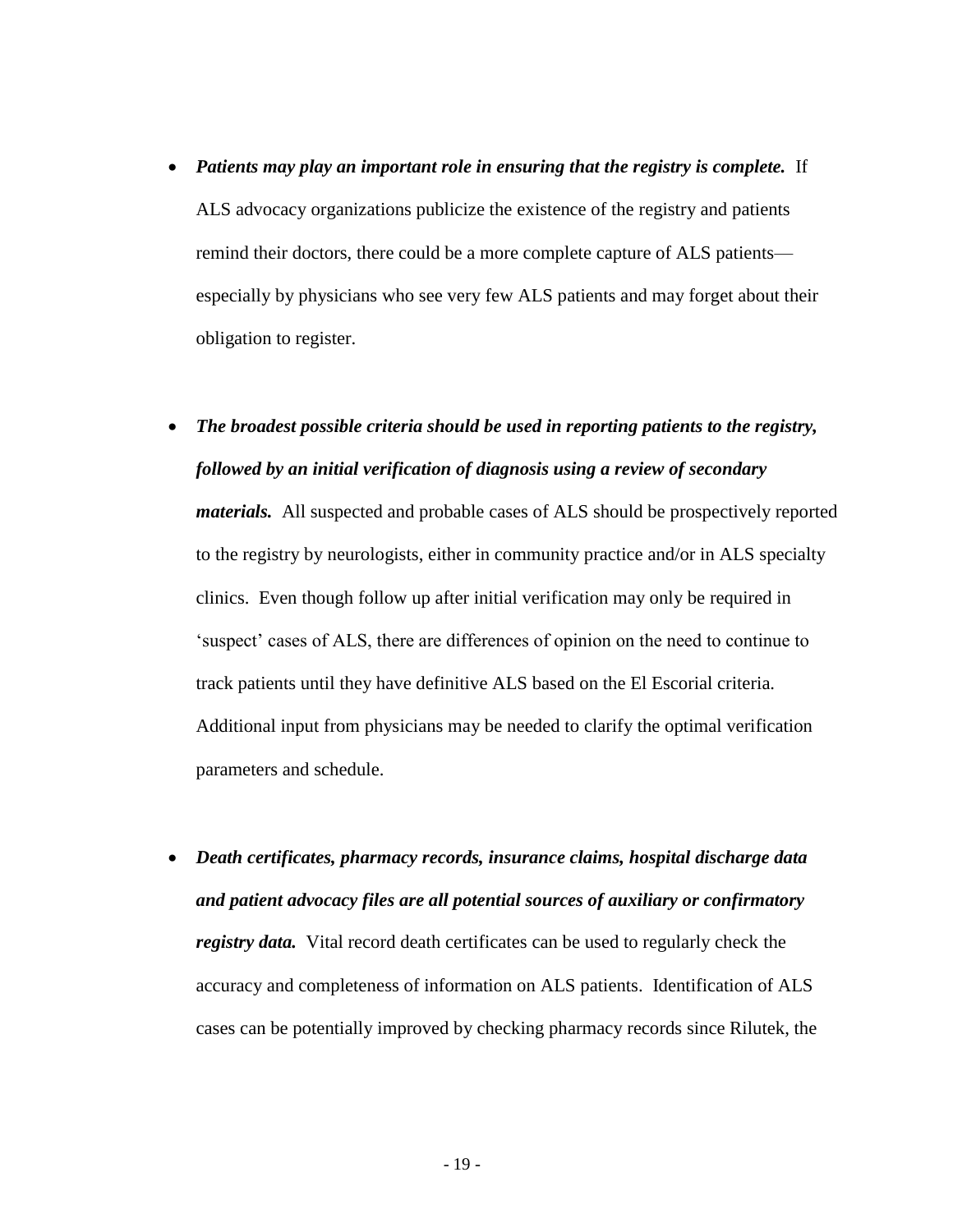- ***Patients may play an important role in ensuring that the registry is complete.*** If ALS advocacy organizations publicize the existence of the registry and patients remind their doctors, there could be a more complete capture of ALS patients—especially by physicians who see very few ALS patients and may forget about their obligation to register.

- ***The broadest possible criteria should be used in reporting patients to the registry, followed by an initial verification of diagnosis using a review of secondary materials.*** All suspected and probable cases of ALS should be prospectively reported to the registry by neurologists, either in community practice and/or in ALS specialty clinics. Even though follow up after initial verification may only be required in 'suspect' cases of ALS, there are differences of opinion on the need to continue to track patients until they have definitive ALS based on the El Escorial criteria. Additional input from physicians may be needed to clarify the optimal verification parameters and schedule.

- ***Death certificates, pharmacy records, insurance claims, hospital discharge data and patient advocacy files are all potential sources of auxiliary or confirmatory registry data.*** Vital record death certificates can be used to regularly check the accuracy and completeness of information on ALS patients. Identification of ALS cases can be potentially improved by checking pharmacy records since Rilutek, the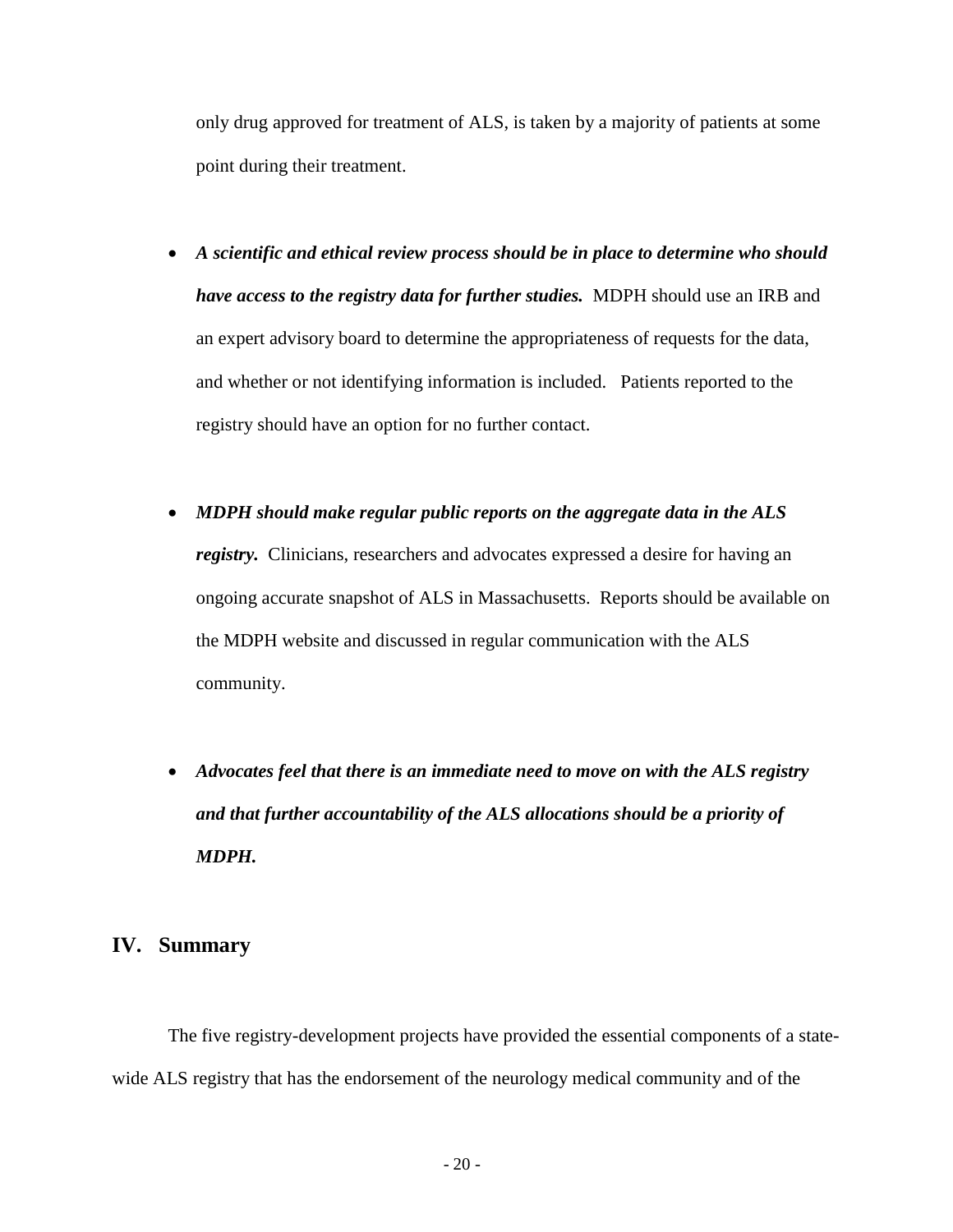only drug approved for treatment of ALS, is taken by a majority of patients at some point during their treatment.

- ***A scientific and ethical review process should be in place to determine who should have access to the registry data for further studies.*** MDPH should use an IRB and an expert advisory board to determine the appropriateness of requests for the data, and whether or not identifying information is included. Patients reported to the registry should have an option for no further contact.

- ***MDPH should make regular public reports on the aggregate data in the ALS registry.*** Clinicians, researchers and advocates expressed a desire for having an ongoing accurate snapshot of ALS in Massachusetts. Reports should be available on the MDPH website and discussed in regular communication with the ALS community.

- ***Advocates feel that there is an immediate need to move on with the ALS registry and that further accountability of the ALS allocations should be a priority of MDPH.***

## IV. Summary

The five registry-development projects have provided the essential components of a state-wide ALS registry that has the endorsement of the neurology medical community and of the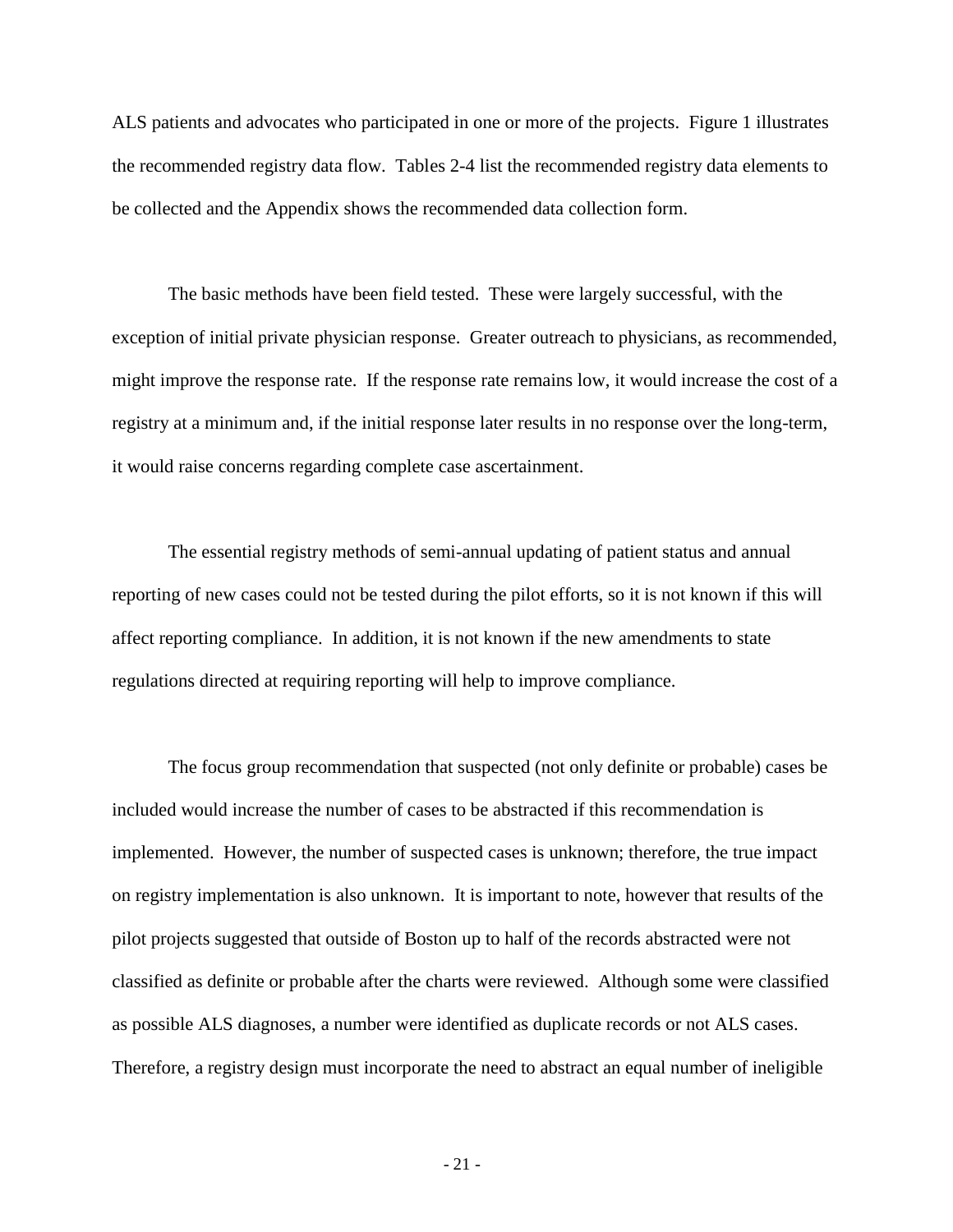ALS patients and advocates who participated in one or more of the projects. Figure 1 illustrates the recommended registry data flow. Tables 2-4 list the recommended registry data elements to be collected and the Appendix shows the recommended data collection form.

The basic methods have been field tested. These were largely successful, with the exception of initial private physician response. Greater outreach to physicians, as recommended, might improve the response rate. If the response rate remains low, it would increase the cost of a registry at a minimum and, if the initial response later results in no response over the long-term, it would raise concerns regarding complete case ascertainment.

The essential registry methods of semi-annual updating of patient status and annual reporting of new cases could not be tested during the pilot efforts, so it is not known if this will affect reporting compliance. In addition, it is not known if the new amendments to state regulations directed at requiring reporting will help to improve compliance.

The focus group recommendation that suspected (not only definite or probable) cases be included would increase the number of cases to be abstracted if this recommendation is implemented. However, the number of suspected cases is unknown; therefore, the true impact on registry implementation is also unknown. It is important to note, however that results of the pilot projects suggested that outside of Boston up to half of the records abstracted were not classified as definite or probable after the charts were reviewed. Although some were classified as possible ALS diagnoses, a number were identified as duplicate records or not ALS cases. Therefore, a registry design must incorporate the need to abstract an equal number of ineligible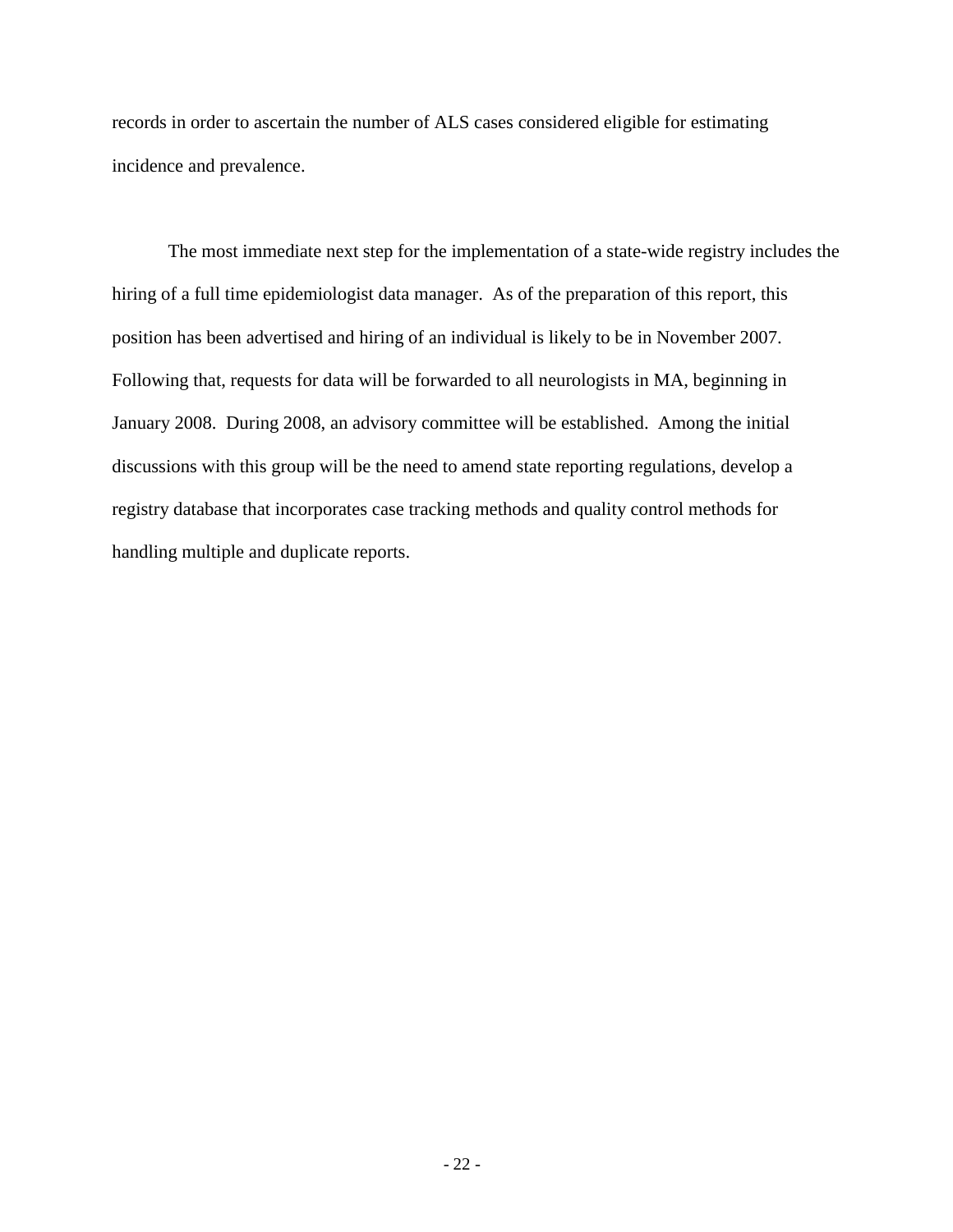records in order to ascertain the number of ALS cases considered eligible for estimating incidence and prevalence.

The most immediate next step for the implementation of a state-wide registry includes the hiring of a full time epidemiologist data manager. As of the preparation of this report, this position has been advertised and hiring of an individual is likely to be in November 2007. Following that, requests for data will be forwarded to all neurologists in MA, beginning in January 2008. During 2008, an advisory committee will be established. Among the initial discussions with this group will be the need to amend state reporting regulations, develop a registry database that incorporates case tracking methods and quality control methods for handling multiple and duplicate reports.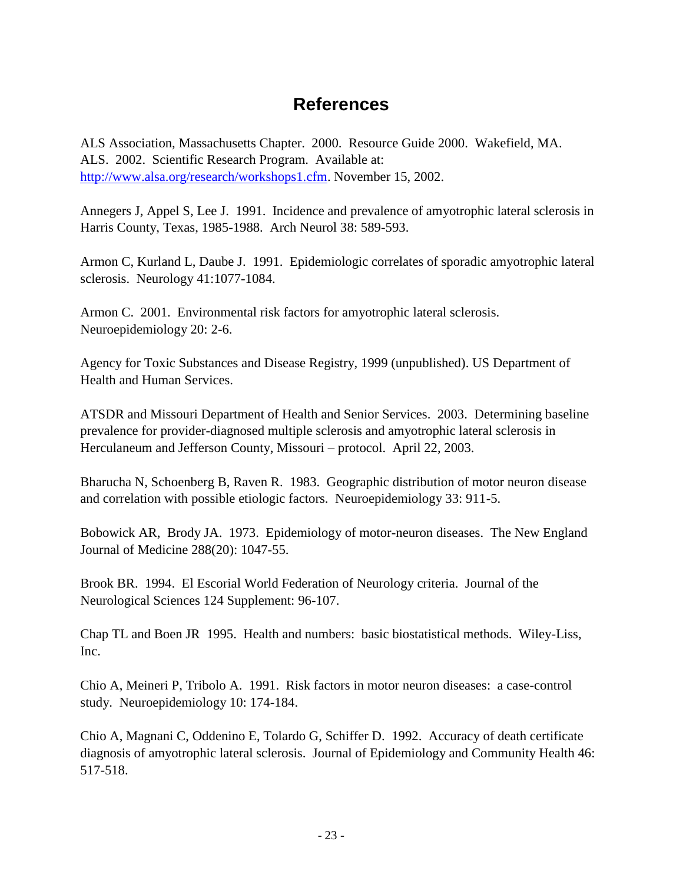# References

ALS Association, Massachusetts Chapter. 2000. Resource Guide 2000. Wakefield, MA.
ALS. 2002. Scientific Research Program. Available at: [http://www.alsa.org/research/workshops1.cfm](http://www.alsa.org/research/workshops1.cfm). November 15, 2002.

Annegers J, Appel S, Lee J. 1991. Incidence and prevalence of amyotrophic lateral sclerosis in Harris County, Texas, 1985-1988. Arch Neurol 38: 589-593.

Armon C, Kurland L, Daube J. 1991. Epidemiologic correlates of sporadic amyotrophic lateral sclerosis. Neurology 41:1077-1084.

Armon C. 2001. Environmental risk factors for amyotrophic lateral sclerosis. Neuroepidemiology 20: 2-6.

Agency for Toxic Substances and Disease Registry, 1999 (unpublished). US Department of Health and Human Services.

ATSDR and Missouri Department of Health and Senior Services. 2003. Determining baseline prevalence for provider-diagnosed multiple sclerosis and amyotrophic lateral sclerosis in Herculaneum and Jefferson County, Missouri – protocol. April 22, 2003.

Bharucha N, Schoenberg B, Raven R. 1983. Geographic distribution of motor neuron disease and correlation with possible etiologic factors. Neuroepidemiology 33: 911-5.

Bobowick AR, Brody JA. 1973. Epidemiology of motor-neuron diseases. The New England Journal of Medicine 288(20): 1047-55.

Brook BR. 1994. El Escorial World Federation of Neurology criteria. Journal of the Neurological Sciences 124 Supplement: 96-107.

Chap TL and Boen JR 1995. Health and numbers: basic biostatistical methods. Wiley-Liss, Inc.

Chio A, Meineri P, Tribolo A. 1991. Risk factors in motor neuron diseases: a case-control study. Neuroepidemiology 10: 174-184.

Chio A, Magnani C, Oddenino E, Tolardo G, Schiffer D. 1992. Accuracy of death certificate diagnosis of amyotrophic lateral sclerosis. Journal of Epidemiology and Community Health 46: 517-518.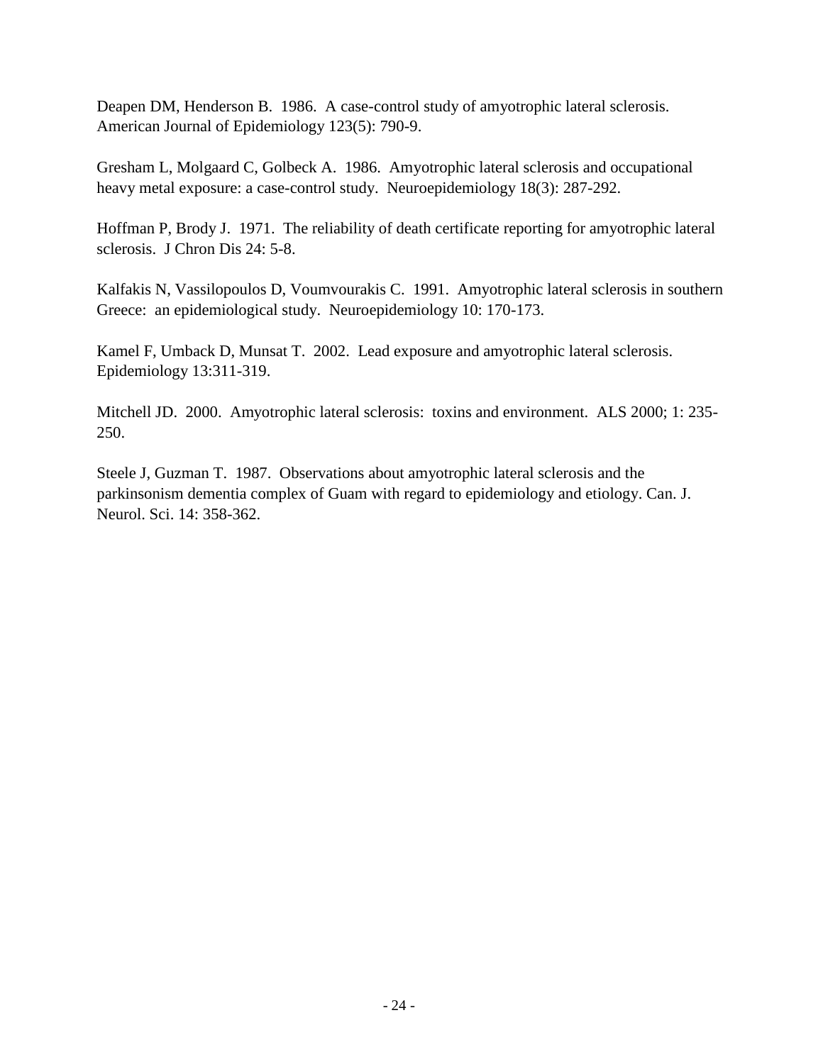Deapen DM, Henderson B. 1986. A case-control study of amyotrophic lateral sclerosis. American Journal of Epidemiology 123(5): 790-9.

Gresham L, Molgaard C, Golbeck A. 1986. Amyotrophic lateral sclerosis and occupational heavy metal exposure: a case-control study. Neuroepidemiology 18(3): 287-292.

Hoffman P, Brody J. 1971. The reliability of death certificate reporting for amyotrophic lateral sclerosis. J Chron Dis 24: 5-8.

Kalfakis N, Vassilopoulos D, Voumvourakis C. 1991. Amyotrophic lateral sclerosis in southern Greece: an epidemiological study. Neuroepidemiology 10: 170-173.

Kamel F, Umback D, Munsat T. 2002. Lead exposure and amyotrophic lateral sclerosis. Epidemiology 13:311-319.

Mitchell JD. 2000. Amyotrophic lateral sclerosis: toxins and environment. ALS 2000; 1: 235-250.

Steele J, Guzman T. 1987. Observations about amyotrophic lateral sclerosis and the parkinsonism dementia complex of Guam with regard to epidemiology and etiology. Can. J. Neurol. Sci. 14: 358-362.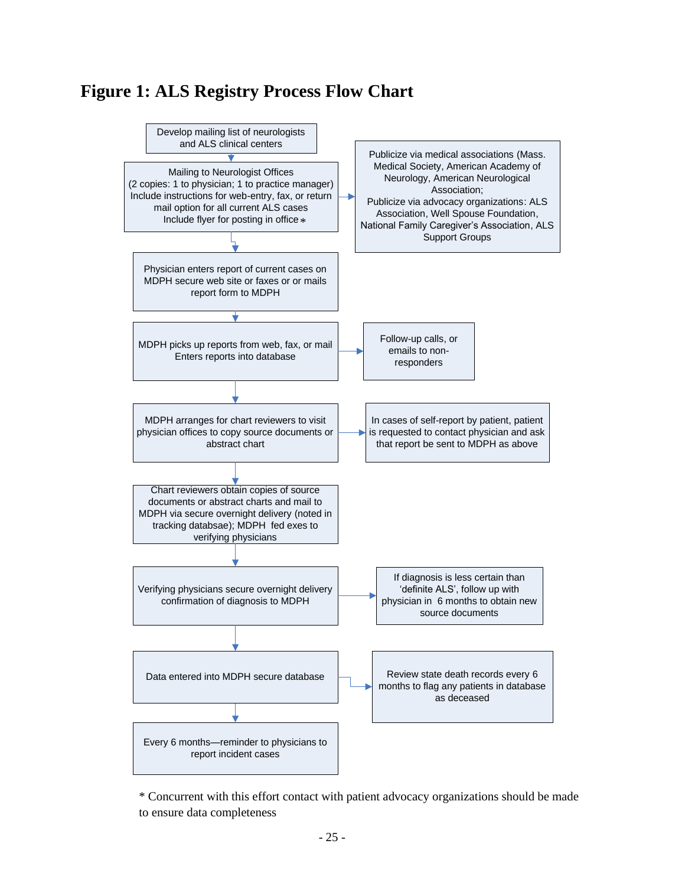# Figure 1: ALS Registry Process Flow Chart

Develop mailing list of neurologists and ALS clinical centers

↓

Mailing to Neurologist Offices (2 copies: 1 to physician; 1 to practice manager) Include instructions for web-entry, fax, or return mail option for all current ALS cases Include flyer for posting in office *

→ Publicize via medical associations (Mass. Medical Society, American Academy of Neurology, American Neurological Association; Publicize via advocacy organizations: ALS Association, Well Spouse Foundation, National Family Caregiver's Association, ALS Support Groups

↓

Physician enters report of current cases on MDPH secure web site or faxes or or mails report form to MDPH

↓

MDPH picks up reports from web, fax, or mail Enters reports into database

→ Follow-up calls, or emails to non-responders

↓

MDPH arranges for chart reviewers to visit physician offices to copy source documents or abstract chart

→ In cases of self-report by patient, patient is requested to contact physician and ask that report be sent to MDPH as above

↓

Chart reviewers obtain copies of source documents or abstract charts and mail to MDPH via secure overnight delivery (noted in tracking databsae); MDPH fed exes to verifying physicians

↓

Verifying physicians secure overnight delivery confirmation of diagnosis to MDPH

→ If diagnosis is less certain than 'definite ALS', follow up with physician in 6 months to obtain new source documents

↓

Data entered into MDPH secure database

→ Review state death records every 6 months to flag any patients in database as deceased

↓

Every 6 months—reminder to physicians to report incident cases

* Concurrent with this effort contact with patient advocacy organizations should be made to ensure data completeness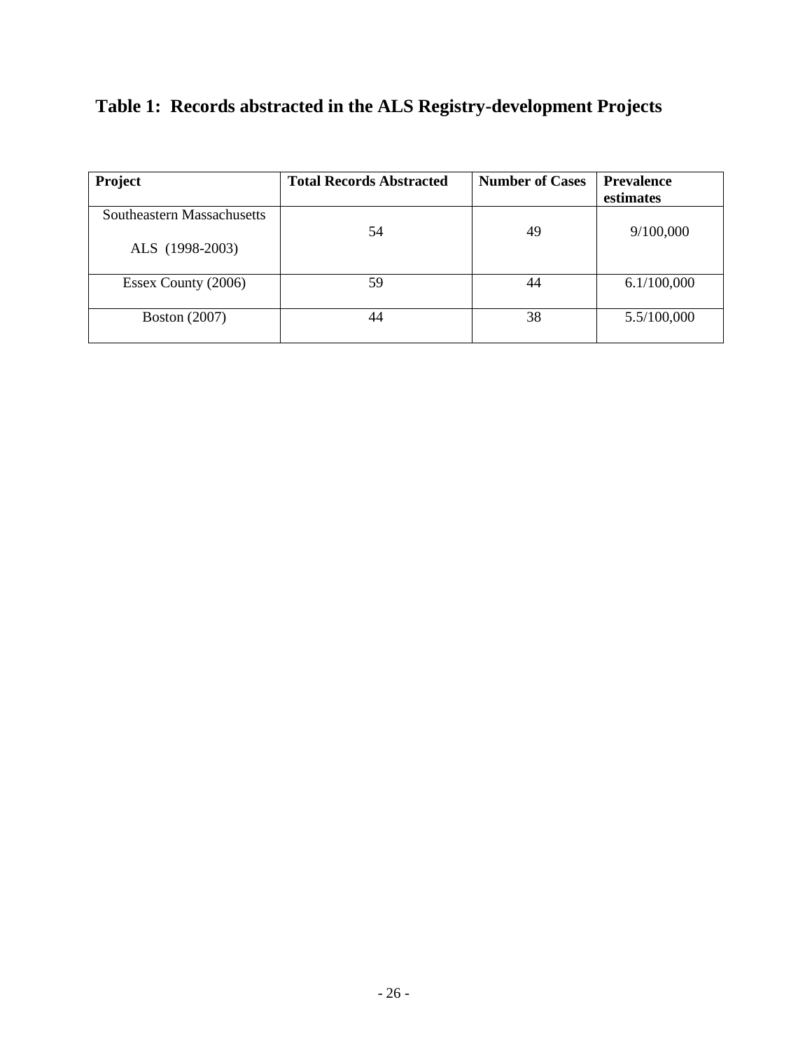# Table 1: Records abstracted in the ALS Registry-development Projects

| Project | Total Records Abstracted | Number of Cases | Prevalence estimates |
|---|---|---|---|
| Southeastern Massachusetts ALS (1998-2003) | 54 | 49 | 9/100,000 |
| Essex County (2006) | 59 | 44 | 6.1/100,000 |
| Boston (2007) | 44 | 38 | 5.5/100,000 |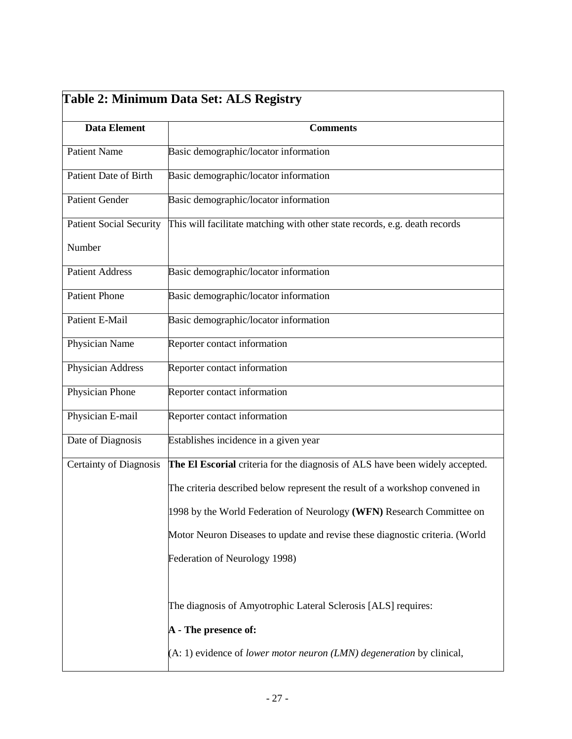| **Table 2: Minimum Data Set: ALS Registry** | |
|---|---|
| **Data Element** | **Comments** |
| Patient Name | Basic demographic/locator information |
| Patient Date of Birth | Basic demographic/locator information |
| Patient Gender | Basic demographic/locator information |
| Patient Social Security Number | This will facilitate matching with other state records, e.g. death records |
| Patient Address | Basic demographic/locator information |
| Patient Phone | Basic demographic/locator information |
| Patient E-Mail | Basic demographic/locator information |
| Physician Name | Reporter contact information |
| Physician Address | Reporter contact information |
| Physician Phone | Reporter contact information |
| Physician E-mail | Reporter contact information |
| Date of Diagnosis | Establishes incidence in a given year |
| Certainty of Diagnosis | **The El Escorial** criteria for the diagnosis of ALS have been widely accepted. The criteria described below represent the result of a workshop convened in 1998 by the World Federation of Neurology **(WFN)** Research Committee on Motor Neuron Diseases to update and revise these diagnostic criteria. (World Federation of Neurology 1998)<br><br>The diagnosis of Amyotrophic Lateral Sclerosis [ALS] requires:<br>**A - The presence of:**<br>(A: 1) evidence of *lower motor neuron (LMN) degeneration* by clinical, |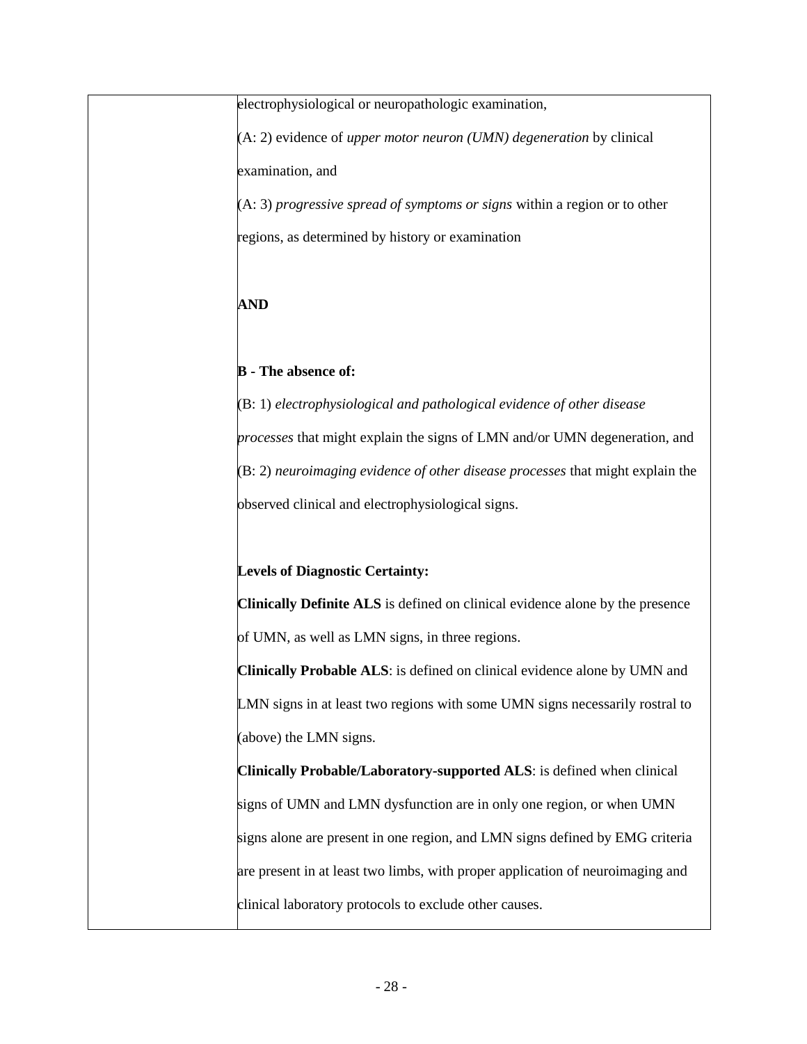| | electrophysiological or neuropathologic examination,<br>(A: 2) evidence of *upper motor neuron (UMN) degeneration* by clinical examination, and<br>(A: 3) *progressive spread of symptoms or signs* within a region or to other regions, as determined by history or examination<br><br>**AND**<br><br>**B - The absence of:**<br>(B: 1) *electrophysiological and pathological evidence of other disease processes* that might explain the signs of LMN and/or UMN degeneration, and<br>(B: 2) *neuroimaging evidence of other disease processes* that might explain the observed clinical and electrophysiological signs.<br><br>**Levels of Diagnostic Certainty:**<br>**Clinically Definite ALS** is defined on clinical evidence alone by the presence of UMN, as well as LMN signs, in three regions.<br>**Clinically Probable ALS**: is defined on clinical evidence alone by UMN and LMN signs in at least two regions with some UMN signs necessarily rostral to (above) the LMN signs.<br>**Clinically Probable/Laboratory-supported ALS**: is defined when clinical signs of UMN and LMN dysfunction are in only one region, or when UMN signs alone are present in one region, and LMN signs defined by EMG criteria are present in at least two limbs, with proper application of neuroimaging and clinical laboratory protocols to exclude other causes. |
|---|---|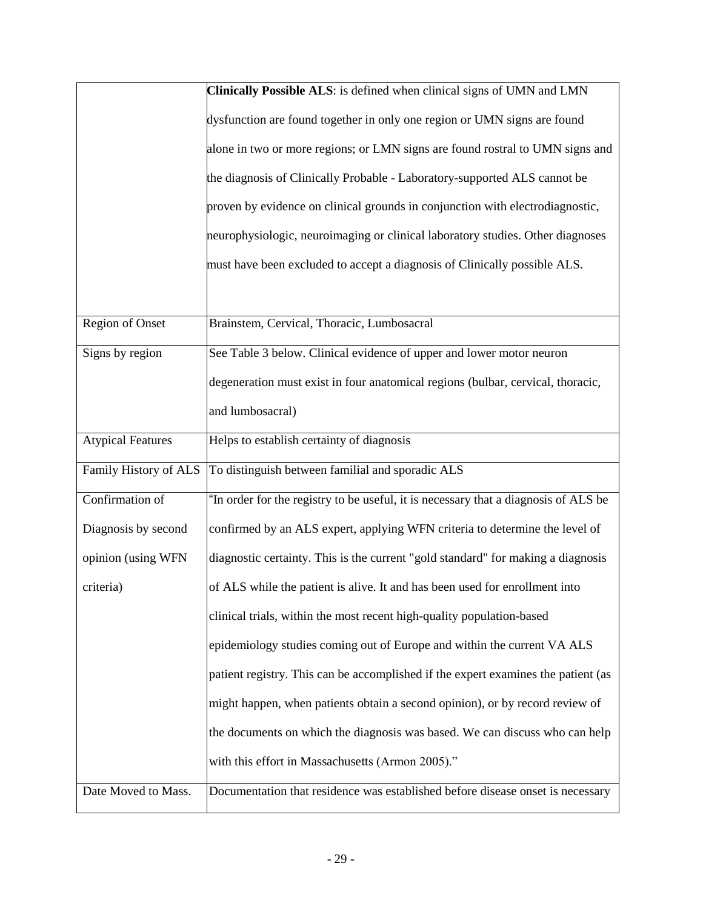| | |
|---|---|
| | **Clinically Possible ALS**: is defined when clinical signs of UMN and LMN dysfunction are found together in only one region or UMN signs are found alone in two or more regions; or LMN signs are found rostral to UMN signs and the diagnosis of Clinically Probable - Laboratory-supported ALS cannot be proven by evidence on clinical grounds in conjunction with electrodiagnostic, neurophysiologic, neuroimaging or clinical laboratory studies. Other diagnoses must have been excluded to accept a diagnosis of Clinically possible ALS. |
| Region of Onset | Brainstem, Cervical, Thoracic, Lumbosacral |
| Signs by region | See Table 3 below. Clinical evidence of upper and lower motor neuron degeneration must exist in four anatomical regions (bulbar, cervical, thoracic, and lumbosacral) |
| Atypical Features | Helps to establish certainty of diagnosis |
| Family History of ALS | To distinguish between familial and sporadic ALS |
| Confirmation of Diagnosis by second opinion (using WFN criteria) | "In order for the registry to be useful, it is necessary that a diagnosis of ALS be confirmed by an ALS expert, applying WFN criteria to determine the level of diagnostic certainty. This is the current "gold standard" for making a diagnosis of ALS while the patient is alive. It and has been used for enrollment into clinical trials, within the most recent high-quality population-based epidemiology studies coming out of Europe and within the current VA ALS patient registry. This can be accomplished if the expert examines the patient (as might happen, when patients obtain a second opinion), or by record review of the documents on which the diagnosis was based. We can discuss who can help with this effort in Massachusetts (Armon 2005)." |
| Date Moved to Mass. | Documentation that residence was established before disease onset is necessary |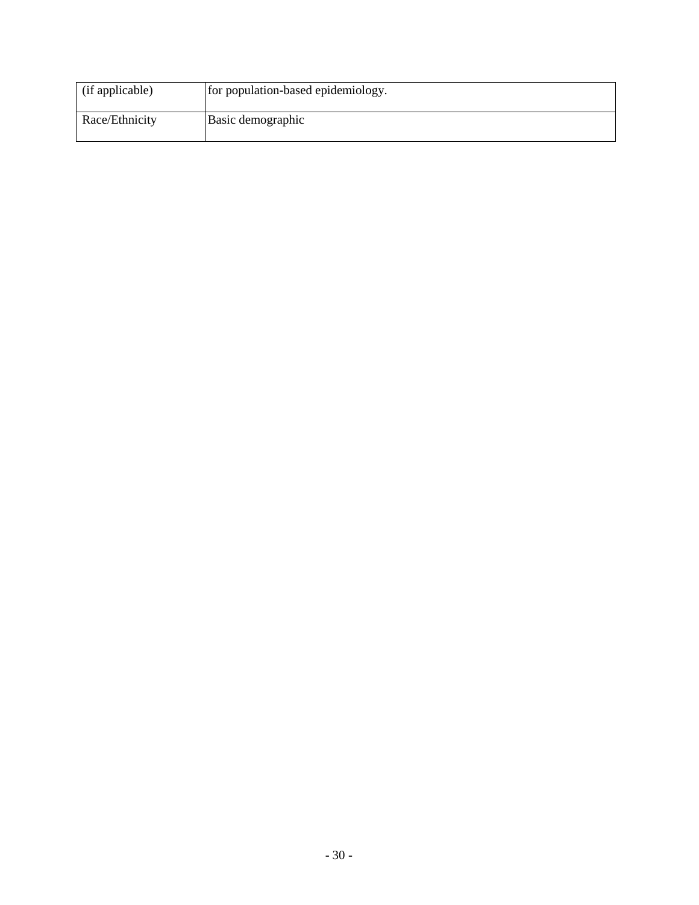| | |
|---|---|
| (if applicable) | for population-based epidemiology. |
| Race/Ethnicity | Basic demographic |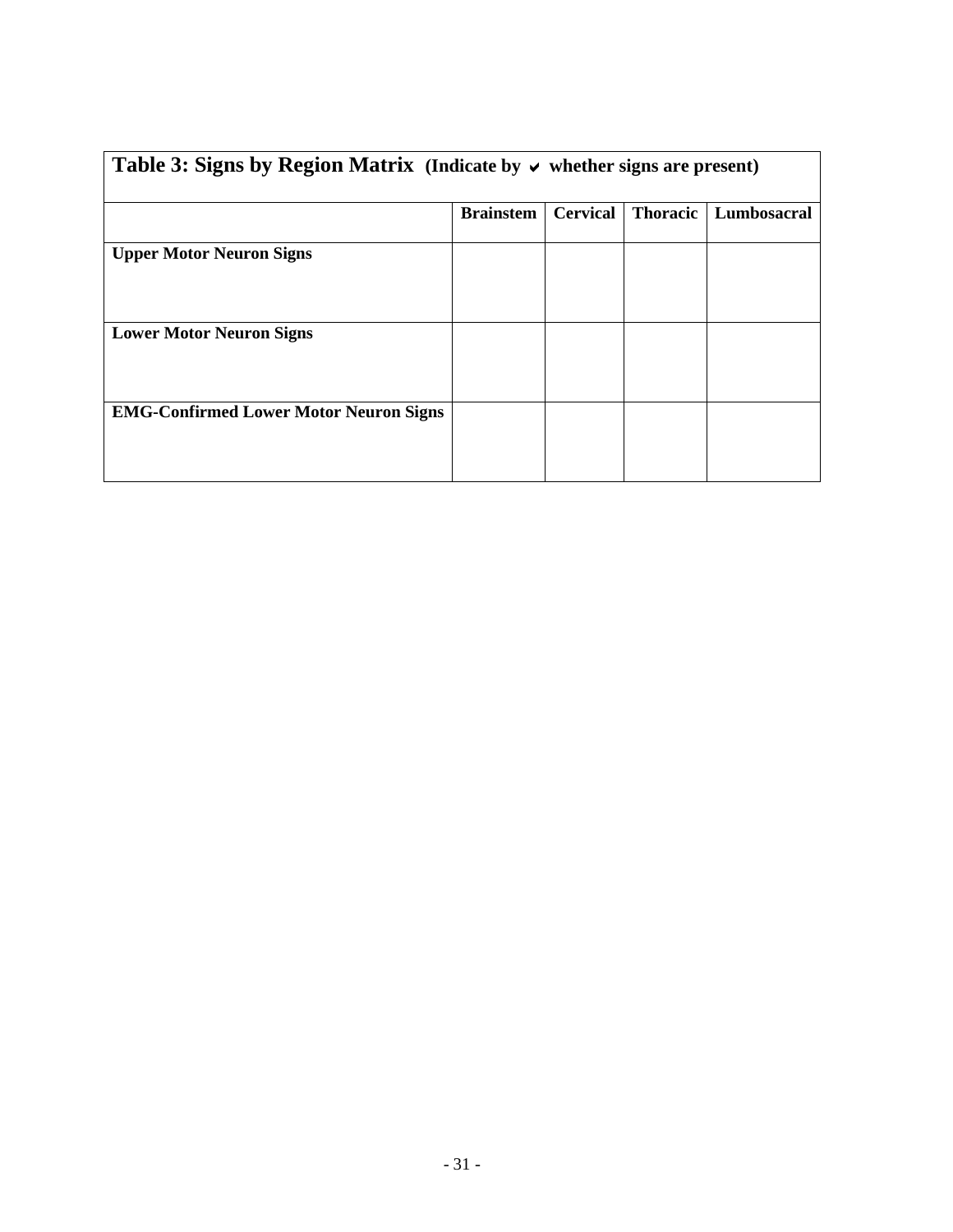**Table 3: Signs by Region Matrix (Indicate by ✔ whether signs are present)**

| | Brainstem | Cervical | Thoracic | Lumbosacral |
|---|---|---|---|---|
| **Upper Motor Neuron Signs** | | | | |
| **Lower Motor Neuron Signs** | | | | |
| **EMG-Confirmed Lower Motor Neuron Signs** | | | | |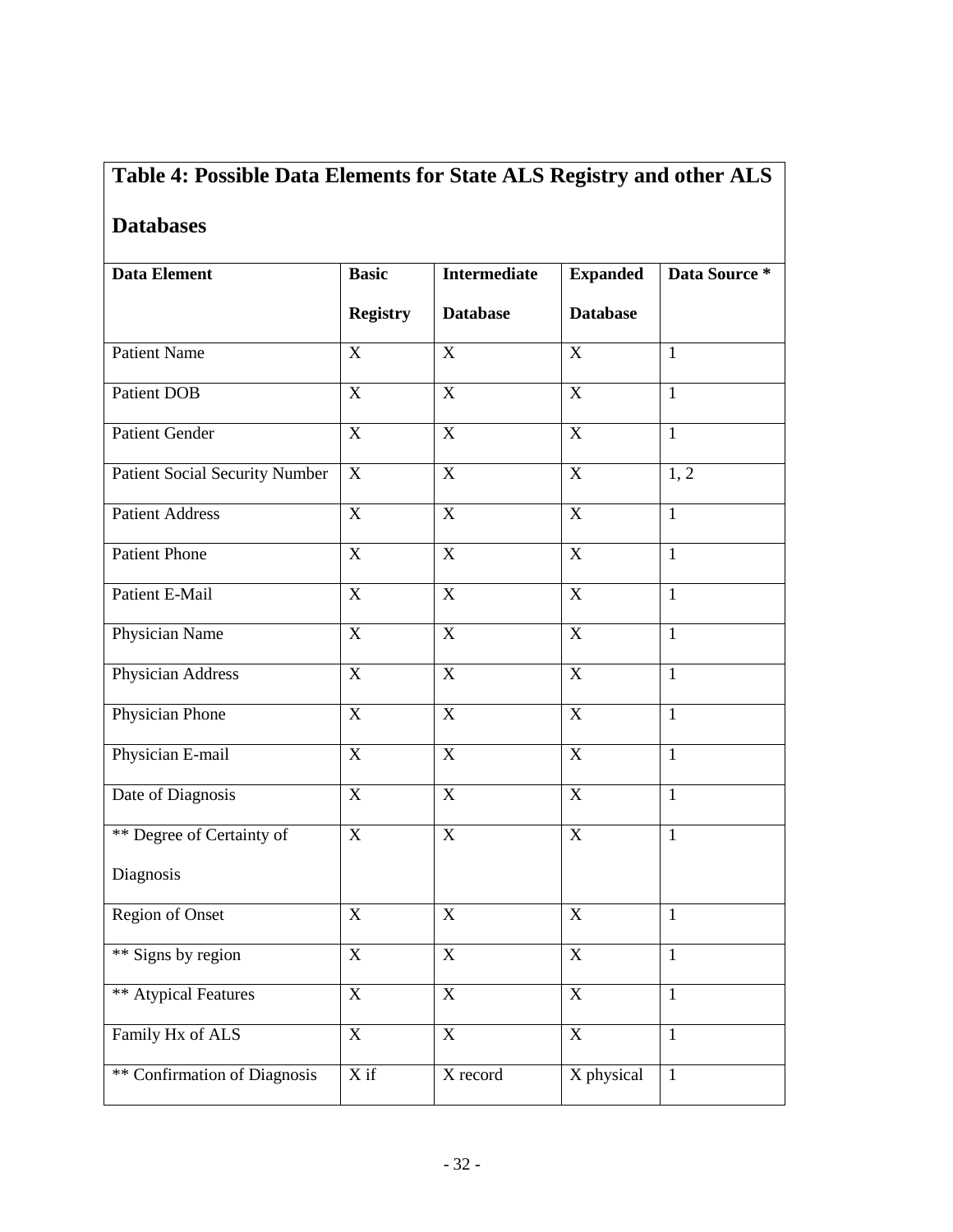**Table 4: Possible Data Elements for State ALS Registry and other ALS Databases**

| Data Element | Basic Registry | Intermediate Database | Expanded Database | Data Source * |
|---|---|---|---|---|
| Patient Name | X | X | X | 1 |
| Patient DOB | X | X | X | 1 |
| Patient Gender | X | X | X | 1 |
| Patient Social Security Number | X | X | X | 1, 2 |
| Patient Address | X | X | X | 1 |
| Patient Phone | X | X | X | 1 |
| Patient E-Mail | X | X | X | 1 |
| Physician Name | X | X | X | 1 |
| Physician Address | X | X | X | 1 |
| Physician Phone | X | X | X | 1 |
| Physician E-mail | X | X | X | 1 |
| Date of Diagnosis | X | X | X | 1 |
| ** Degree of Certainty of Diagnosis | X | X | X | 1 |
| Region of Onset | X | X | X | 1 |
| ** Signs by region | X | X | X | 1 |
| ** Atypical Features | X | X | X | 1 |
| Family Hx of ALS | X | X | X | 1 |
| ** Confirmation of Diagnosis | X if | X record | X physical | 1 |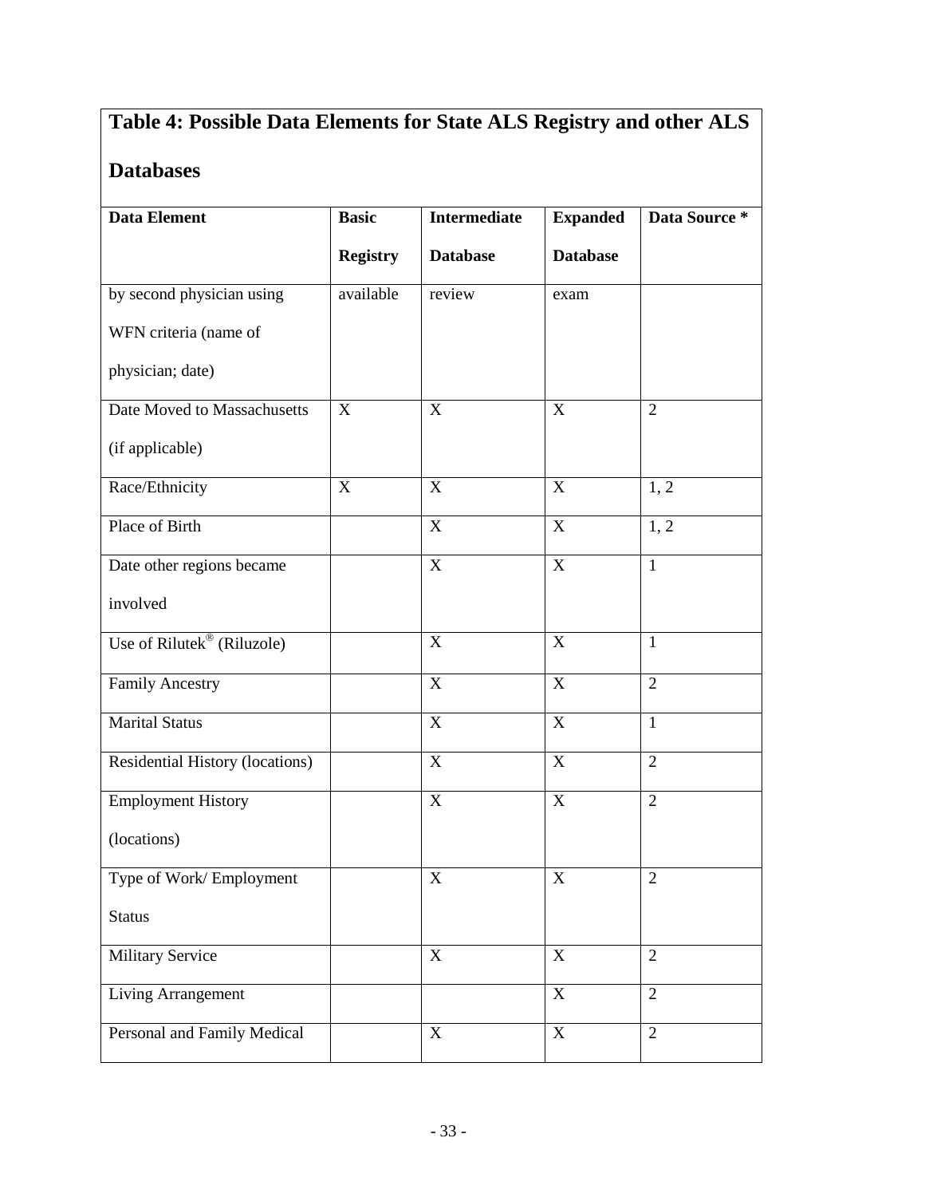**Table 4: Possible Data Elements for State ALS Registry and other ALS Databases**

| Data Element | Basic Registry | Intermediate Database | Expanded Database | Data Source * |
|---|---|---|---|---|
| by second physician using WFN criteria (name of physician; date) | available | review | exam | |
| Date Moved to Massachusetts (if applicable) | X | X | X | 2 |
| Race/Ethnicity | X | X | X | 1, 2 |
| Place of Birth | | X | X | 1, 2 |
| Date other regions became involved | | X | X | 1 |
| Use of Rilutek® (Riluzole) | | X | X | 1 |
| Family Ancestry | | X | X | 2 |
| Marital Status | | X | X | 1 |
| Residential History (locations) | | X | X | 2 |
| Employment History (locations) | | X | X | 2 |
| Type of Work/ Employment Status | | X | X | 2 |
| Military Service | | X | X | 2 |
| Living Arrangement | | | X | 2 |
| Personal and Family Medical | | X | X | 2 |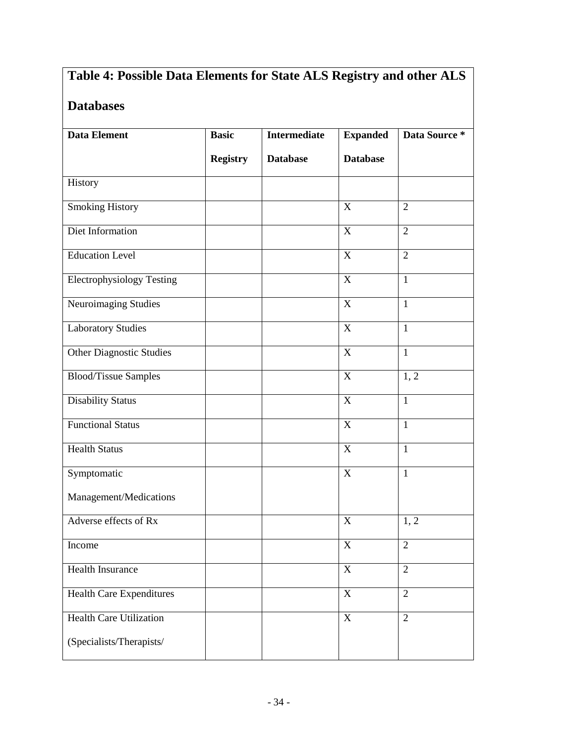**Table 4: Possible Data Elements for State ALS Registry and other ALS Databases**

| Data Element | Basic Registry | Intermediate Database | Expanded Database | Data Source * |
|---|---|---|---|---|
| History | | | | |
| Smoking History | | | X | 2 |
| Diet Information | | | X | 2 |
| Education Level | | | X | 2 |
| Electrophysiology Testing | | | X | 1 |
| Neuroimaging Studies | | | X | 1 |
| Laboratory Studies | | | X | 1 |
| Other Diagnostic Studies | | | X | 1 |
| Blood/Tissue Samples | | | X | 1, 2 |
| Disability Status | | | X | 1 |
| Functional Status | | | X | 1 |
| Health Status | | | X | 1 |
| Symptomatic Management/Medications | | | X | 1 |
| Adverse effects of Rx | | | X | 1, 2 |
| Income | | | X | 2 |
| Health Insurance | | | X | 2 |
| Health Care Expenditures | | | X | 2 |
| Health Care Utilization (Specialists/Therapists/ | | | X | 2 |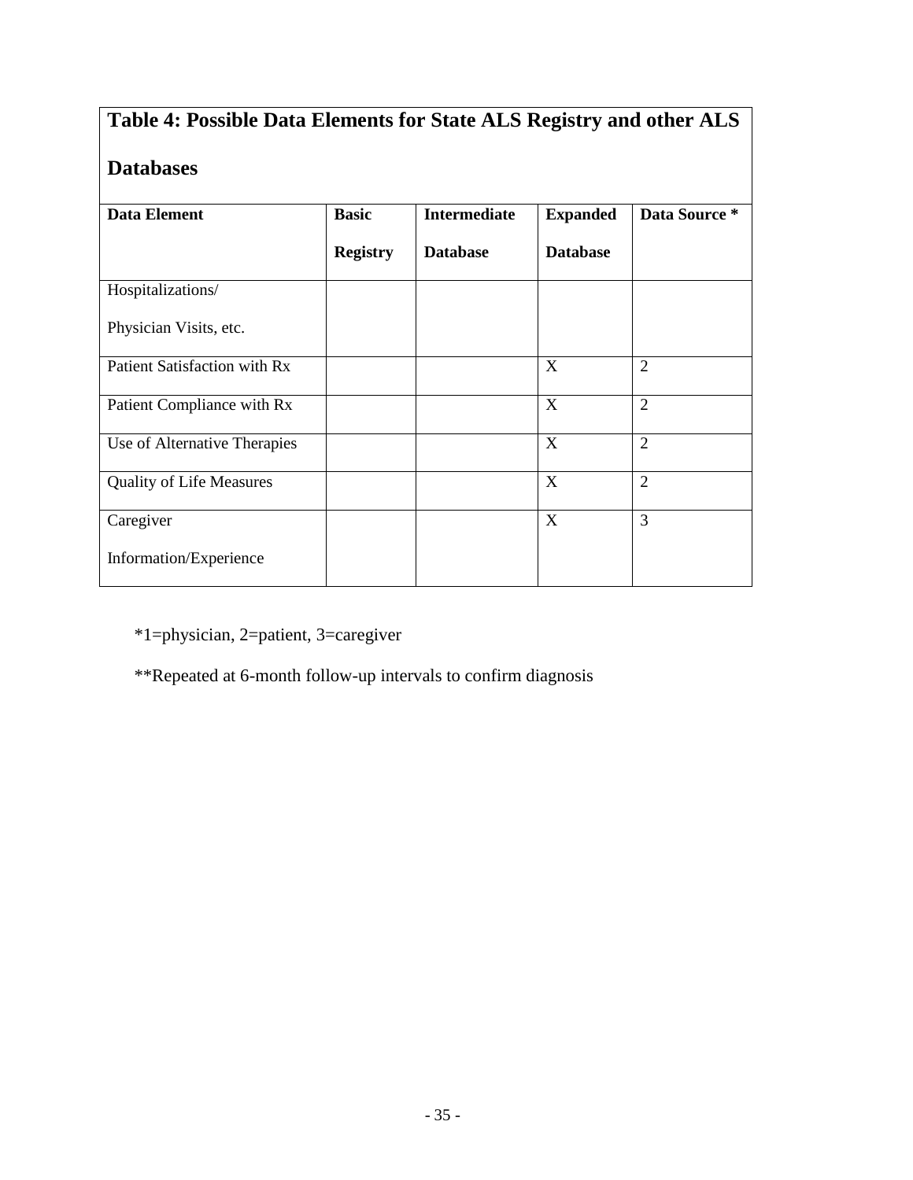**Table 4: Possible Data Elements for State ALS Registry and other ALS Databases**

| Data Element | Basic Registry | Intermediate Database | Expanded Database | Data Source * |
|---|---|---|---|---|
| Hospitalizations/ Physician Visits, etc. | | | | |
| Patient Satisfaction with Rx | | | X | 2 |
| Patient Compliance with Rx | | | X | 2 |
| Use of Alternative Therapies | | | X | 2 |
| Quality of Life Measures | | | X | 2 |
| Caregiver Information/Experience | | | X | 3 |

*1=physician, 2=patient, 3=caregiver

**Repeated at 6-month follow-up intervals to confirm diagnosis